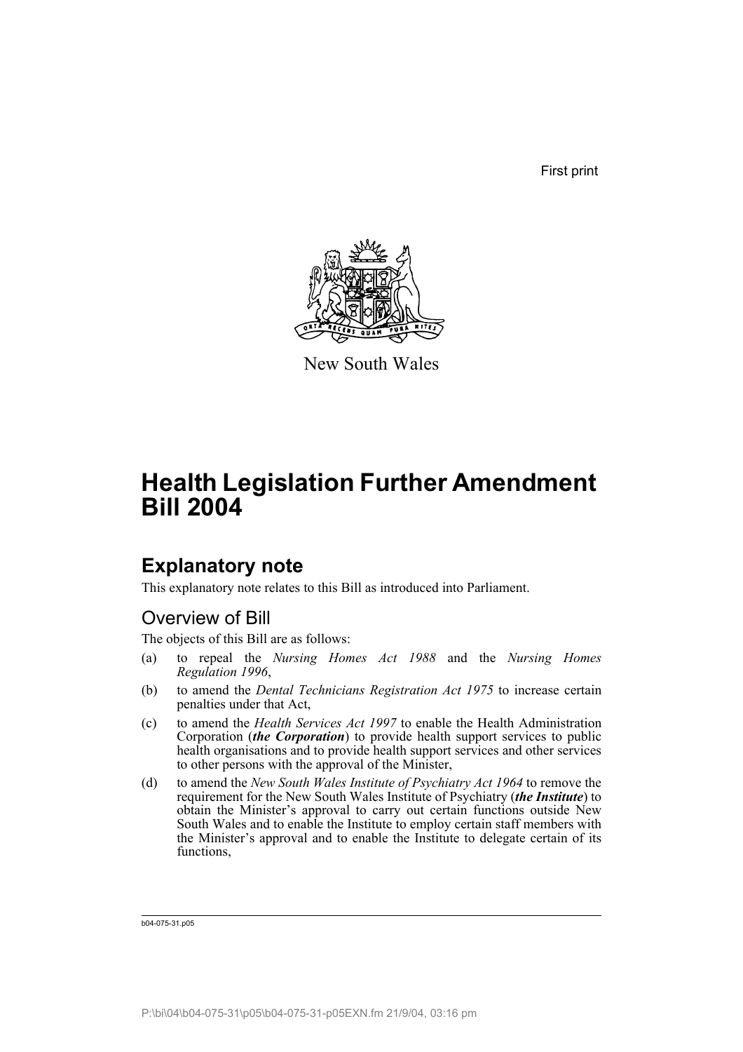First print

New South Wales

# Health Legislation Further Amendment Bill 2004

## Explanatory note

This explanatory note relates to this Bill as introduced into Parliament.

### Overview of Bill

The objects of this Bill are as follows:

(a) to repeal the *Nursing Homes Act 1988* and the *Nursing Homes Regulation 1996*,

(b) to amend the *Dental Technicians Registration Act 1975* to increase certain penalties under that Act,

(c) to amend the *Health Services Act 1997* to enable the Health Administration Corporation (***the Corporation***) to provide health support services to public health organisations and to provide health support services and other services to other persons with the approval of the Minister,

(d) to amend the *New South Wales Institute of Psychiatry Act 1964* to remove the requirement for the New South Wales Institute of Psychiatry (***the Institute***) to obtain the Minister's approval to carry out certain functions outside New South Wales and to enable the Institute to employ certain staff members with the Minister's approval and to enable the Institute to delegate certain of its functions,

b04-075-31.p05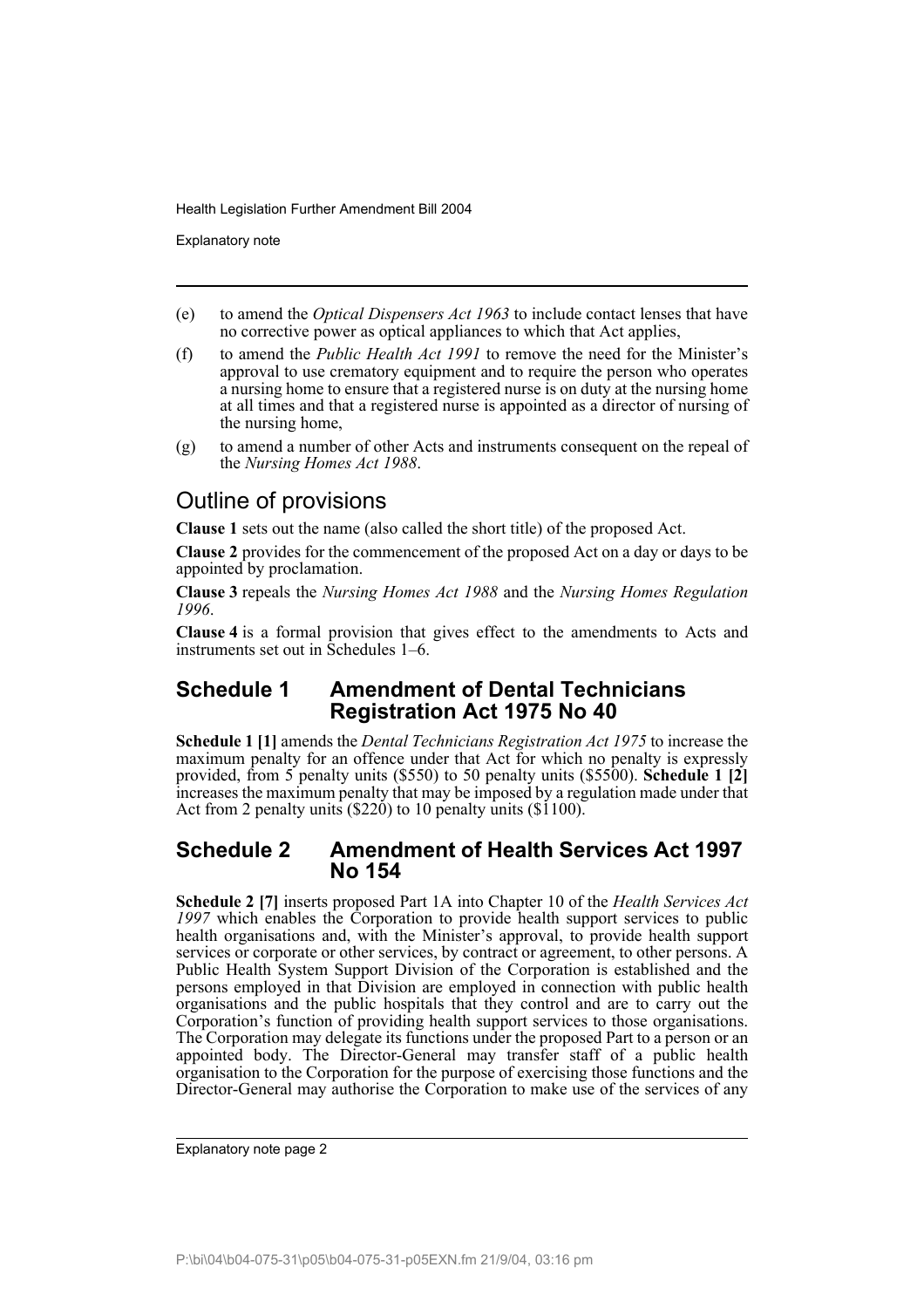(e) to amend the *Optical Dispensers Act 1963* to include contact lenses that have no corrective power as optical appliances to which that Act applies,

(f) to amend the *Public Health Act 1991* to remove the need for the Minister's approval to use crematory equipment and to require the person who operates a nursing home to ensure that a registered nurse is on duty at the nursing home at all times and that a registered nurse is appointed as a director of nursing of the nursing home,

(g) to amend a number of other Acts and instruments consequent on the repeal of the *Nursing Homes Act 1988*.

## Outline of provisions

**Clause 1** sets out the name (also called the short title) of the proposed Act.

**Clause 2** provides for the commencement of the proposed Act on a day or days to be appointed by proclamation.

**Clause 3** repeals the *Nursing Homes Act 1988* and the *Nursing Homes Regulation 1996*.

**Clause 4** is a formal provision that gives effect to the amendments to Acts and instruments set out in Schedules 1–6.

## Schedule 1 Amendment of Dental Technicians Registration Act 1975 No 40

**Schedule 1 [1]** amends the *Dental Technicians Registration Act 1975* to increase the maximum penalty for an offence under that Act for which no penalty is expressly provided, from 5 penalty units ($550) to 50 penalty units ($5500). **Schedule 1 [2]** increases the maximum penalty that may be imposed by a regulation made under that Act from 2 penalty units ($220) to 10 penalty units ($1100).

## Schedule 2 Amendment of Health Services Act 1997 No 154

**Schedule 2 [7]** inserts proposed Part 1A into Chapter 10 of the *Health Services Act 1997* which enables the Corporation to provide health support services to public health organisations and, with the Minister's approval, to provide health support services or corporate or other services, by contract or agreement, to other persons. A Public Health System Support Division of the Corporation is established and the persons employed in that Division are employed in connection with public health organisations and the public hospitals that they control and are to carry out the Corporation's function of providing health support services to those organisations. The Corporation may delegate its functions under the proposed Part to a person or an appointed body. The Director-General may transfer staff of a public health organisation to the Corporation for the purpose of exercising those functions and the Director-General may authorise the Corporation to make use of the services of any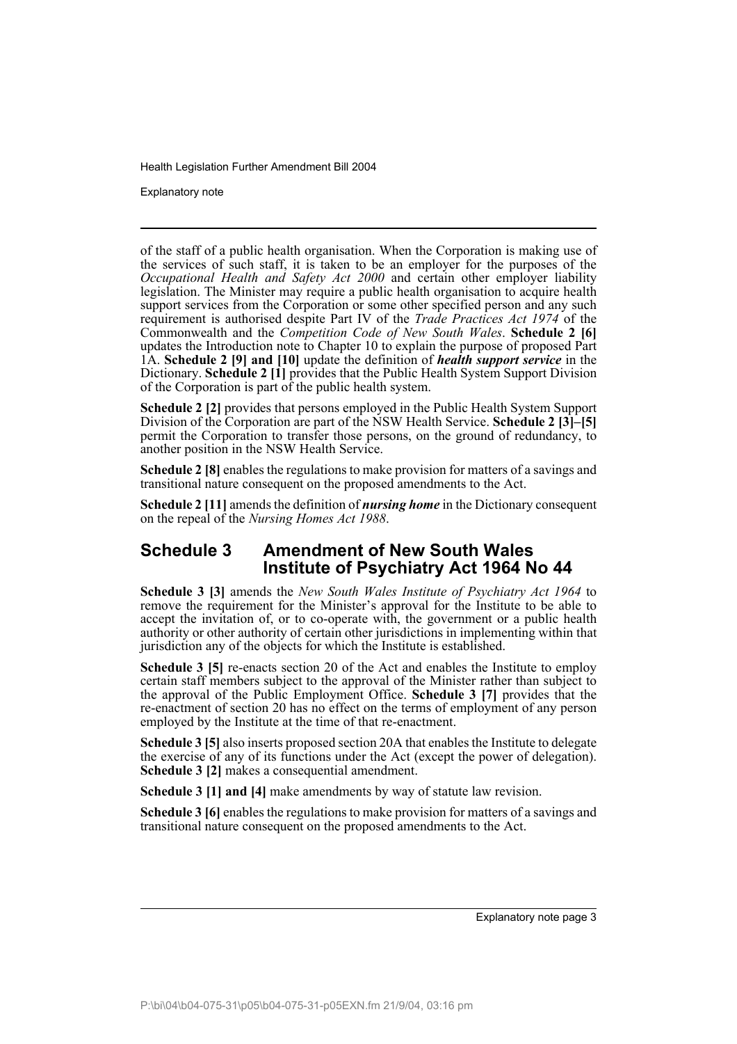of the staff of a public health organisation. When the Corporation is making use of the services of such staff, it is taken to be an employer for the purposes of the *Occupational Health and Safety Act 2000* and certain other employer liability legislation. The Minister may require a public health organisation to acquire health support services from the Corporation or some other specified person and any such requirement is authorised despite Part IV of the *Trade Practices Act 1974* of the Commonwealth and the *Competition Code of New South Wales*. **Schedule 2 [6]** updates the Introduction note to Chapter 10 to explain the purpose of proposed Part 1A. **Schedule 2 [9] and [10]** update the definition of ***health support service*** in the Dictionary. **Schedule 2 [1]** provides that the Public Health System Support Division of the Corporation is part of the public health system.

**Schedule 2 [2]** provides that persons employed in the Public Health System Support Division of the Corporation are part of the NSW Health Service. **Schedule 2 [3]–[5]** permit the Corporation to transfer those persons, on the ground of redundancy, to another position in the NSW Health Service.

**Schedule 2 [8]** enables the regulations to make provision for matters of a savings and transitional nature consequent on the proposed amendments to the Act.

**Schedule 2 [11]** amends the definition of ***nursing home*** in the Dictionary consequent on the repeal of the *Nursing Homes Act 1988*.

## Schedule 3 Amendment of New South Wales Institute of Psychiatry Act 1964 No 44

**Schedule 3 [3]** amends the *New South Wales Institute of Psychiatry Act 1964* to remove the requirement for the Minister's approval for the Institute to be able to accept the invitation of, or to co-operate with, the government or a public health authority or other authority of certain other jurisdictions in implementing within that jurisdiction any of the objects for which the Institute is established.

**Schedule 3 [5]** re-enacts section 20 of the Act and enables the Institute to employ certain staff members subject to the approval of the Minister rather than subject to the approval of the Public Employment Office. **Schedule 3 [7]** provides that the re-enactment of section 20 has no effect on the terms of employment of any person employed by the Institute at the time of that re-enactment.

**Schedule 3 [5]** also inserts proposed section 20A that enables the Institute to delegate the exercise of any of its functions under the Act (except the power of delegation). **Schedule 3 [2]** makes a consequential amendment.

**Schedule 3 [1] and [4]** make amendments by way of statute law revision.

**Schedule 3 [6]** enables the regulations to make provision for matters of a savings and transitional nature consequent on the proposed amendments to the Act.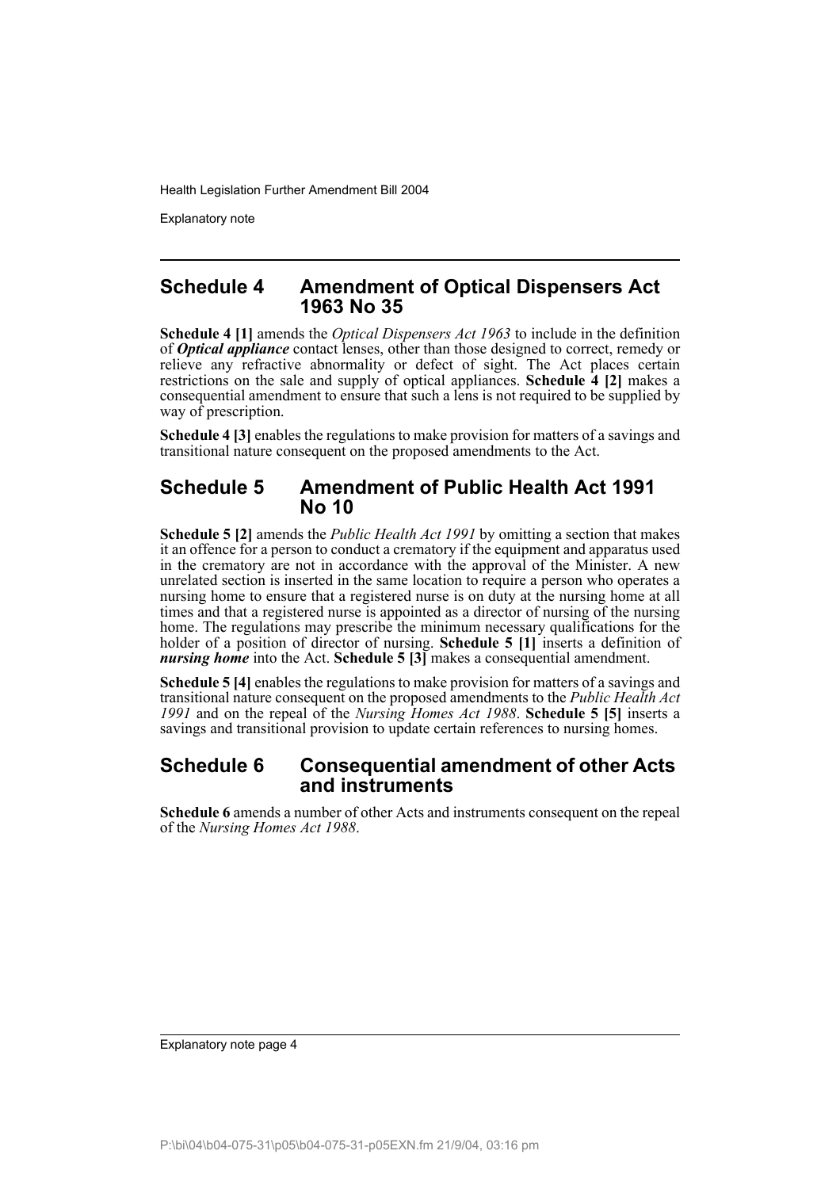## Schedule 4 Amendment of Optical Dispensers Act 1963 No 35

**Schedule 4 [1]** amends the *Optical Dispensers Act 1963* to include in the definition of ***Optical appliance*** contact lenses, other than those designed to correct, remedy or relieve any refractive abnormality or defect of sight. The Act places certain restrictions on the sale and supply of optical appliances. **Schedule 4 [2]** makes a consequential amendment to ensure that such a lens is not required to be supplied by way of prescription.

**Schedule 4 [3]** enables the regulations to make provision for matters of a savings and transitional nature consequent on the proposed amendments to the Act.

## Schedule 5 Amendment of Public Health Act 1991 No 10

**Schedule 5 [2]** amends the *Public Health Act 1991* by omitting a section that makes it an offence for a person to conduct a crematory if the equipment and apparatus used in the crematory are not in accordance with the approval of the Minister. A new unrelated section is inserted in the same location to require a person who operates a nursing home to ensure that a registered nurse is on duty at the nursing home at all times and that a registered nurse is appointed as a director of nursing of the nursing home. The regulations may prescribe the minimum necessary qualifications for the holder of a position of director of nursing. **Schedule 5 [1]** inserts a definition of ***nursing home*** into the Act. **Schedule 5 [3]** makes a consequential amendment.

**Schedule 5 [4]** enables the regulations to make provision for matters of a savings and transitional nature consequent on the proposed amendments to the *Public Health Act 1991* and on the repeal of the *Nursing Homes Act 1988*. **Schedule 5 [5]** inserts a savings and transitional provision to update certain references to nursing homes.

## Schedule 6 Consequential amendment of other Acts and instruments

**Schedule 6** amends a number of other Acts and instruments consequent on the repeal of the *Nursing Homes Act 1988*.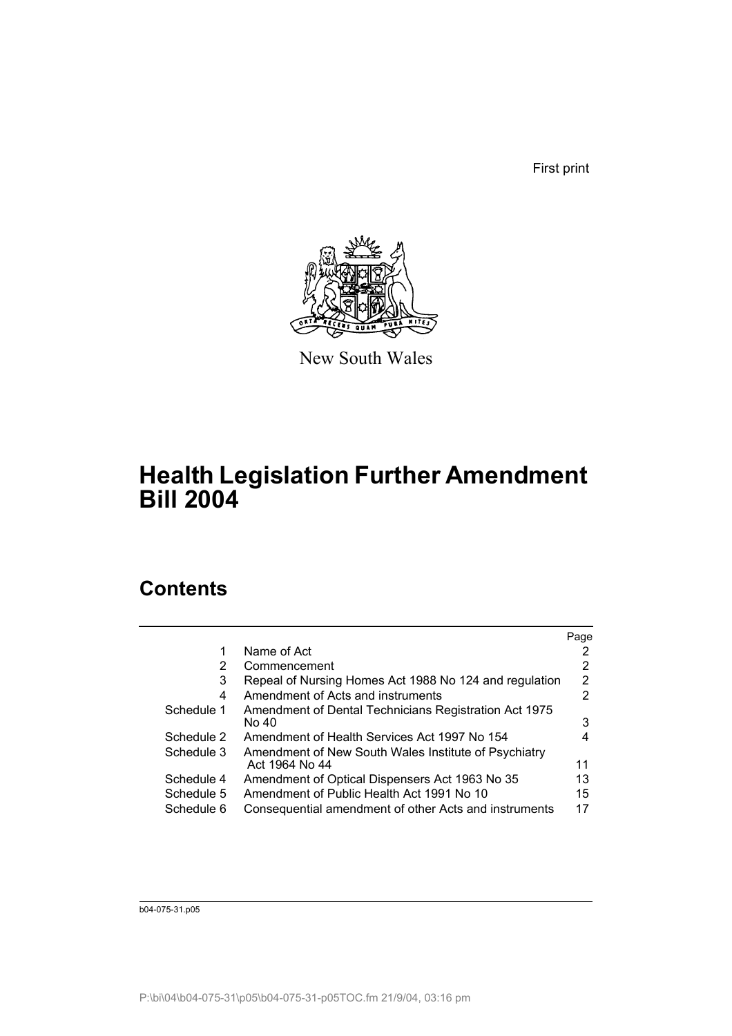First print

New South Wales

# Health Legislation Further Amendment Bill 2004

## Contents

| | | Page |
|---|---|---|
| 1 | Name of Act | 2 |
| 2 | Commencement | 2 |
| 3 | Repeal of Nursing Homes Act 1988 No 124 and regulation | 2 |
| 4 | Amendment of Acts and instruments | 2 |
| Schedule 1 | Amendment of Dental Technicians Registration Act 1975 No 40 | 3 |
| Schedule 2 | Amendment of Health Services Act 1997 No 154 | 4 |
| Schedule 3 | Amendment of New South Wales Institute of Psychiatry Act 1964 No 44 | 11 |
| Schedule 4 | Amendment of Optical Dispensers Act 1963 No 35 | 13 |
| Schedule 5 | Amendment of Public Health Act 1991 No 10 | 15 |
| Schedule 6 | Consequential amendment of other Acts and instruments | 17 |

b04-075-31.p05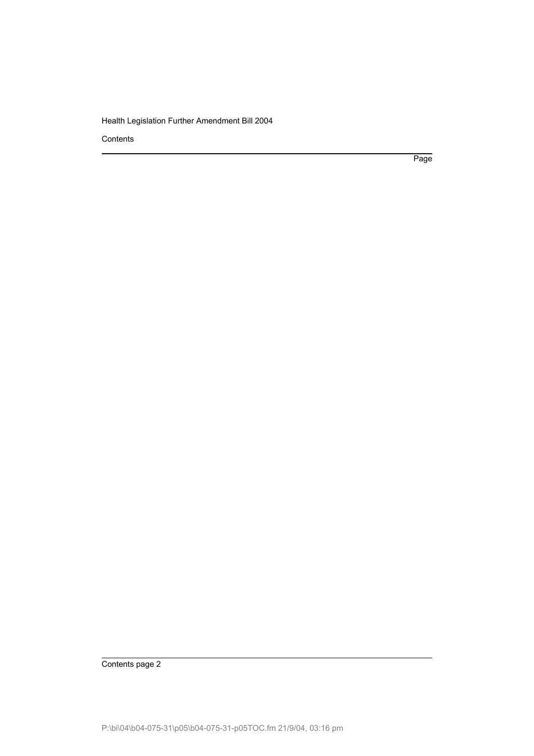Contents

Page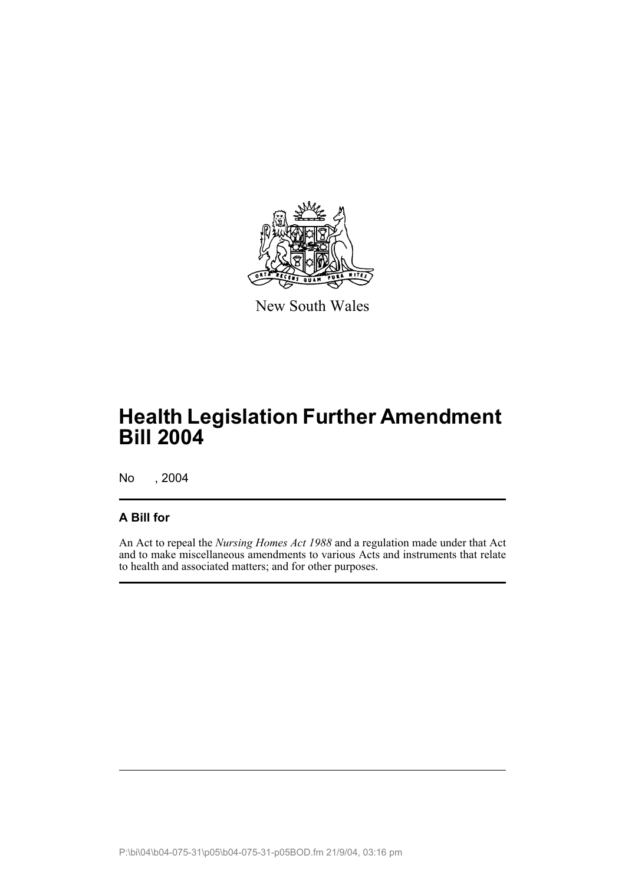New South Wales

# Health Legislation Further Amendment Bill 2004

No , 2004

## A Bill for

An Act to repeal the *Nursing Homes Act 1988* and a regulation made under that Act and to make miscellaneous amendments to various Acts and instruments that relate to health and associated matters; and for other purposes.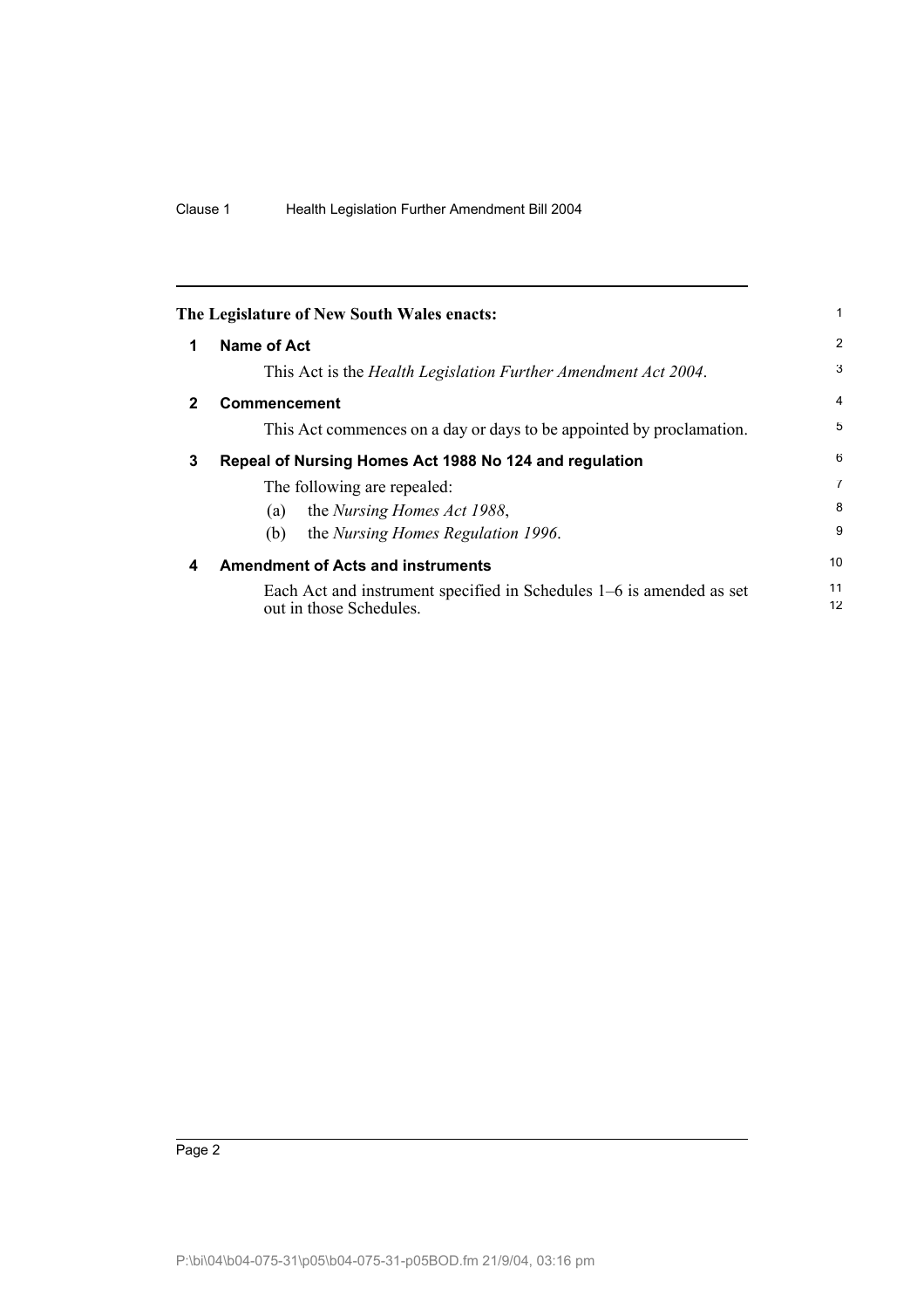**The Legislature of New South Wales enacts:**

## 1 Name of Act

This Act is the *Health Legislation Further Amendment Act 2004*.

## 2 Commencement

This Act commences on a day or days to be appointed by proclamation.

## 3 Repeal of Nursing Homes Act 1988 No 124 and regulation

The following are repealed:

(a) the *Nursing Homes Act 1988*,

(b) the *Nursing Homes Regulation 1996*.

## 4 Amendment of Acts and instruments

Each Act and instrument specified in Schedules 1–6 is amended as set out in those Schedules.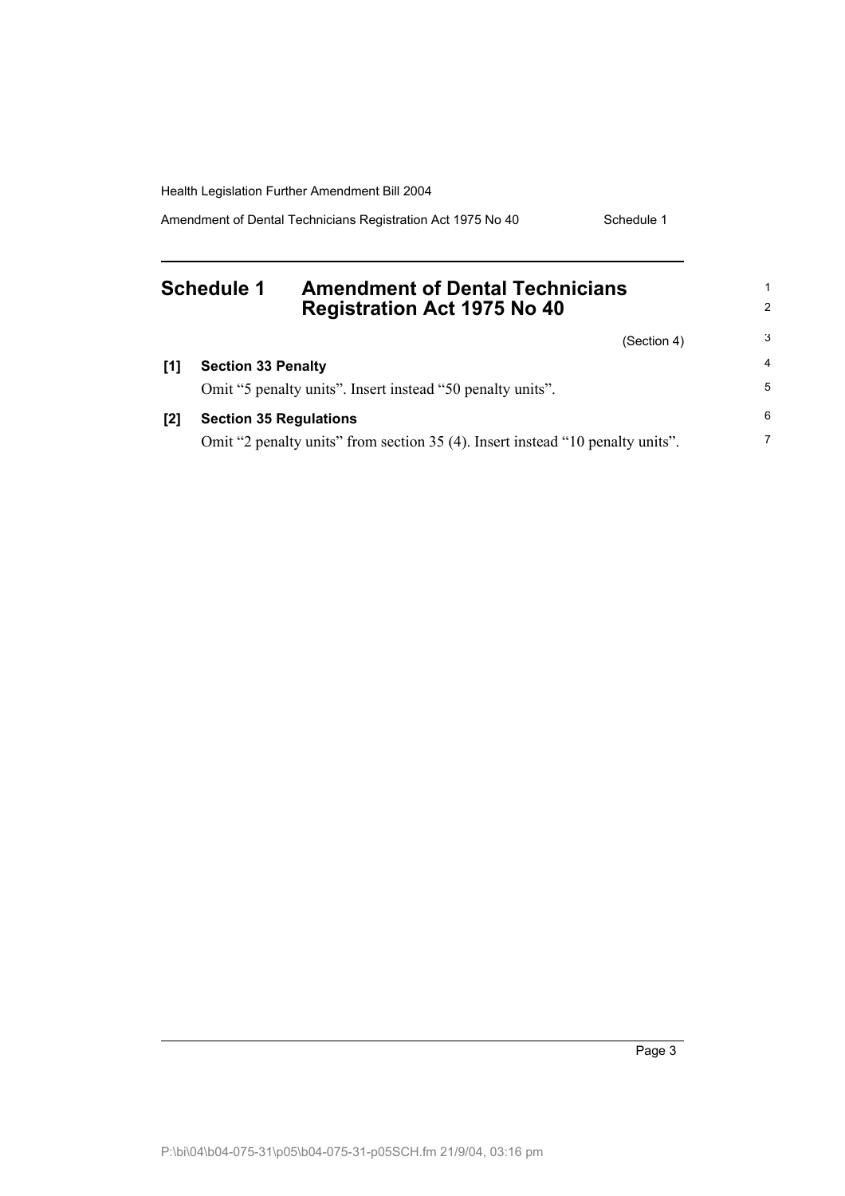# Schedule 1 Amendment of Dental Technicians Registration Act 1975 No 40

(Section 4)

**[1] Section 33 Penalty**

Omit "5 penalty units". Insert instead "50 penalty units".

**[2] Section 35 Regulations**

Omit "2 penalty units" from section 35 (4). Insert instead "10 penalty units".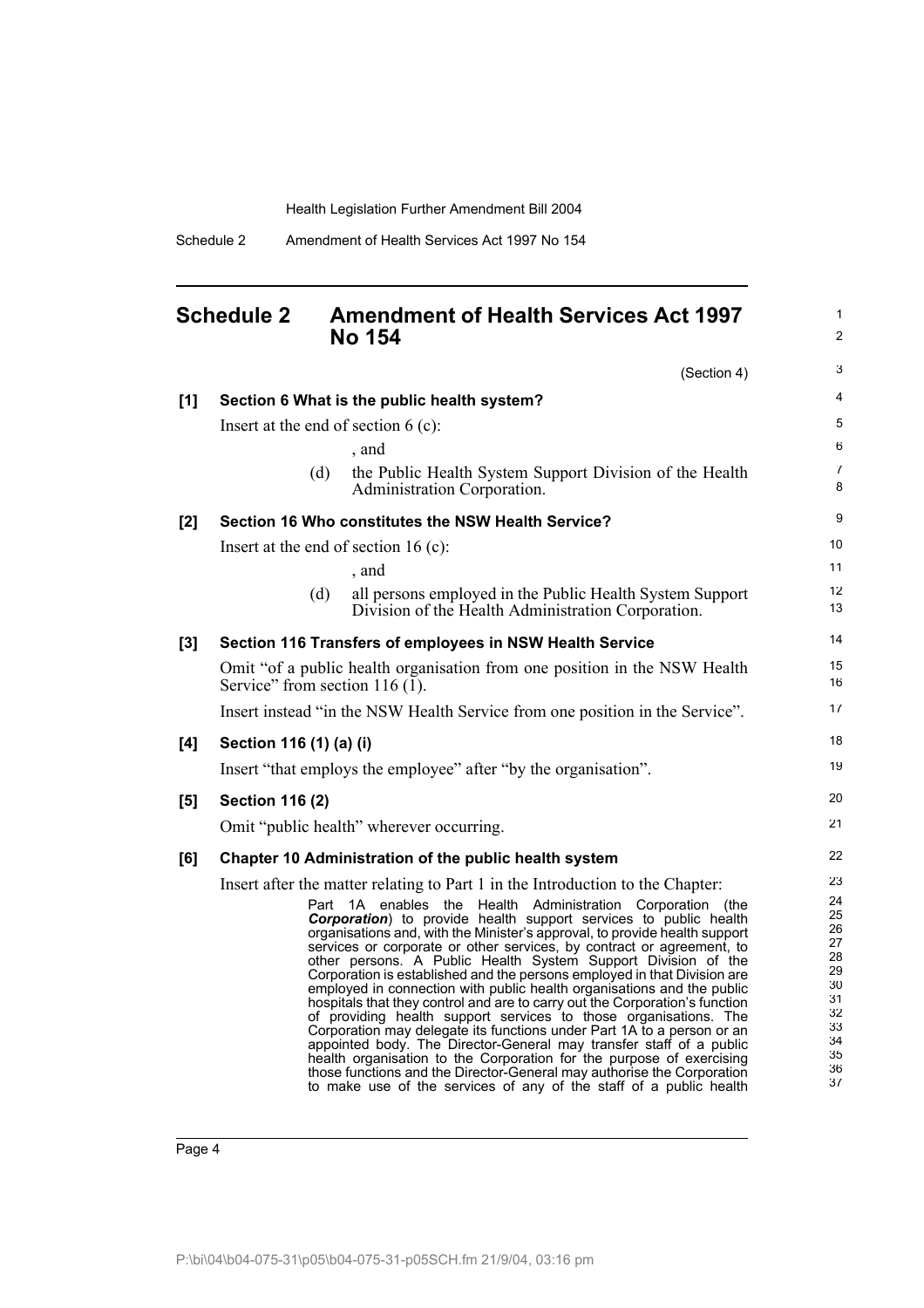# Schedule 2 Amendment of Health Services Act 1997 No 154

(Section 4)

**[1] Section 6 What is the public health system?**

Insert at the end of section 6 (c):

, and

(d) the Public Health System Support Division of the Health Administration Corporation.

**[2] Section 16 Who constitutes the NSW Health Service?**

Insert at the end of section 16 (c):

, and

(d) all persons employed in the Public Health System Support Division of the Health Administration Corporation.

**[3] Section 116 Transfers of employees in NSW Health Service**

Omit "of a public health organisation from one position in the NSW Health Service" from section 116 (1).

Insert instead "in the NSW Health Service from one position in the Service".

**[4] Section 116 (1) (a) (i)**

Insert "that employs the employee" after "by the organisation".

**[5] Section 116 (2)**

Omit "public health" wherever occurring.

**[6] Chapter 10 Administration of the public health system**

Insert after the matter relating to Part 1 in the Introduction to the Chapter:

Part 1A enables the Health Administration Corporation (the ***Corporation***) to provide health support services to public health organisations and, with the Minister's approval, to provide health support services or corporate or other services, by contract or agreement, to other persons. A Public Health System Support Division of the Corporation is established and the persons employed in that Division are employed in connection with public health organisations and the public hospitals that they control and are to carry out the Corporation's function of providing health support services to those organisations. The Corporation may delegate its functions under Part 1A to a person or an appointed body. The Director-General may transfer staff of a public health organisation to the Corporation for the purpose of exercising those functions and the Director-General may authorise the Corporation to make use of the services of any of the staff of a public health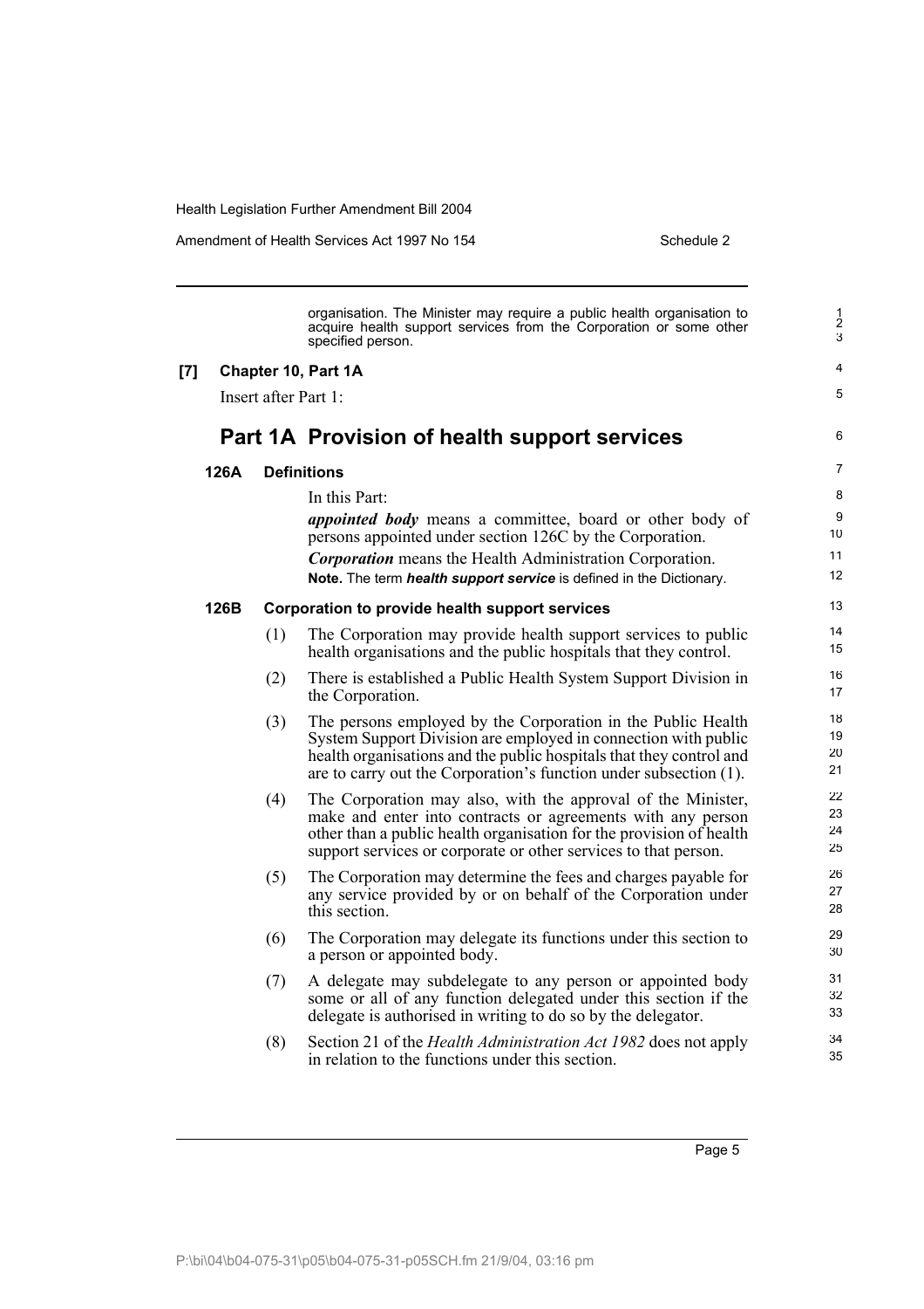organisation. The Minister may require a public health organisation to acquire health support services from the Corporation or some other specified person.

**[7] Chapter 10, Part 1A**

Insert after Part 1:

## Part 1A Provision of health support services

### 126A Definitions

In this Part:

***appointed body*** means a committee, board or other body of persons appointed under section 126C by the Corporation.

***Corporation*** means the Health Administration Corporation.

**Note.** The term ***health support service*** is defined in the Dictionary.

### 126B Corporation to provide health support services

(1) The Corporation may provide health support services to public health organisations and the public hospitals that they control.

(2) There is established a Public Health System Support Division in the Corporation.

(3) The persons employed by the Corporation in the Public Health System Support Division are employed in connection with public health organisations and the public hospitals that they control and are to carry out the Corporation's function under subsection (1).

(4) The Corporation may also, with the approval of the Minister, make and enter into contracts or agreements with any person other than a public health organisation for the provision of health support services or corporate or other services to that person.

(5) The Corporation may determine the fees and charges payable for any service provided by or on behalf of the Corporation under this section.

(6) The Corporation may delegate its functions under this section to a person or appointed body.

(7) A delegate may subdelegate to any person or appointed body some or all of any function delegated under this section if the delegate is authorised in writing to do so by the delegator.

(8) Section 21 of the *Health Administration Act 1982* does not apply in relation to the functions under this section.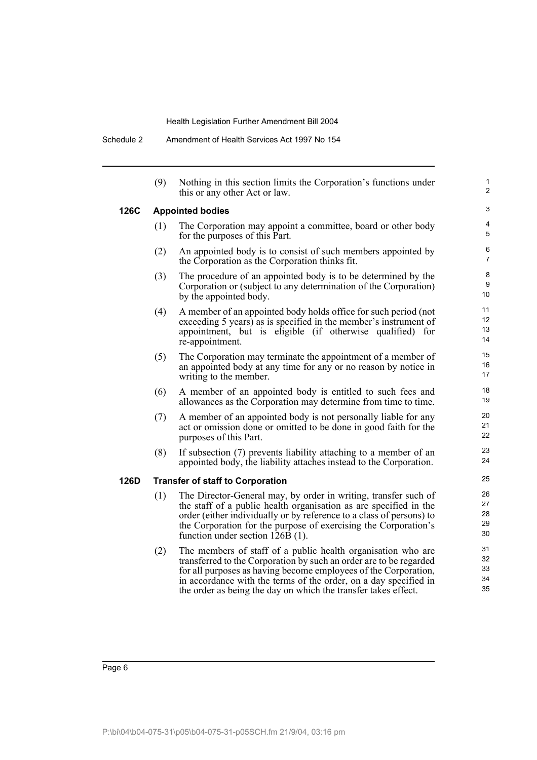(9) Nothing in this section limits the Corporation's functions under this or any other Act or law.

**126C Appointed bodies**

(1) The Corporation may appoint a committee, board or other body for the purposes of this Part.

(2) An appointed body is to consist of such members appointed by the Corporation as the Corporation thinks fit.

(3) The procedure of an appointed body is to be determined by the Corporation or (subject to any determination of the Corporation) by the appointed body.

(4) A member of an appointed body holds office for such period (not exceeding 5 years) as is specified in the member's instrument of appointment, but is eligible (if otherwise qualified) for re-appointment.

(5) The Corporation may terminate the appointment of a member of an appointed body at any time for any or no reason by notice in writing to the member.

(6) A member of an appointed body is entitled to such fees and allowances as the Corporation may determine from time to time.

(7) A member of an appointed body is not personally liable for any act or omission done or omitted to be done in good faith for the purposes of this Part.

(8) If subsection (7) prevents liability attaching to a member of an appointed body, the liability attaches instead to the Corporation.

**126D Transfer of staff to Corporation**

(1) The Director-General may, by order in writing, transfer such of the staff of a public health organisation as are specified in the order (either individually or by reference to a class of persons) to the Corporation for the purpose of exercising the Corporation's function under section 126B (1).

(2) The members of staff of a public health organisation who are transferred to the Corporation by such an order are to be regarded for all purposes as having become employees of the Corporation, in accordance with the terms of the order, on a day specified in the order as being the day on which the transfer takes effect.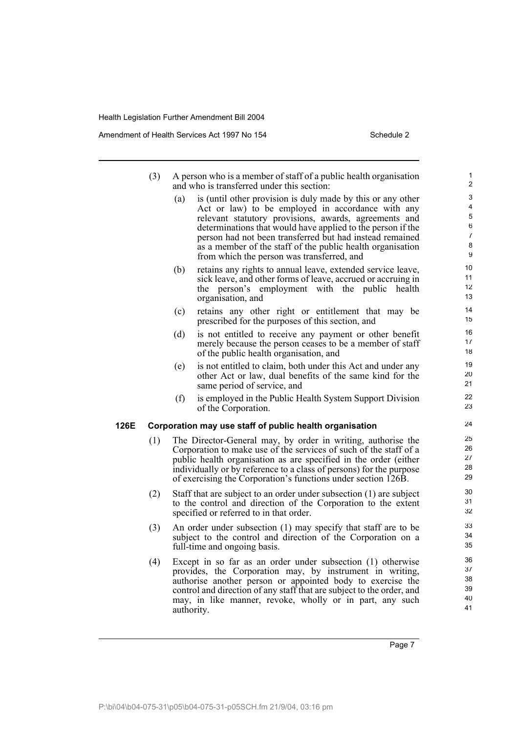(3) A person who is a member of staff of a public health organisation and who is transferred under this section:

- (a) is (until other provision is duly made by this or any other Act or law) to be employed in accordance with any relevant statutory provisions, awards, agreements and determinations that would have applied to the person if the person had not been transferred but had instead remained as a member of the staff of the public health organisation from which the person was transferred, and
- (b) retains any rights to annual leave, extended service leave, sick leave, and other forms of leave, accrued or accruing in the person's employment with the public health organisation, and
- (c) retains any other right or entitlement that may be prescribed for the purposes of this section, and
- (d) is not entitled to receive any payment or other benefit merely because the person ceases to be a member of staff of the public health organisation, and
- (e) is not entitled to claim, both under this Act and under any other Act or law, dual benefits of the same kind for the same period of service, and
- (f) is employed in the Public Health System Support Division of the Corporation.

### 126E Corporation may use staff of public health organisation

(1) The Director-General may, by order in writing, authorise the Corporation to make use of the services of such of the staff of a public health organisation as are specified in the order (either individually or by reference to a class of persons) for the purpose of exercising the Corporation's functions under section 126B.

(2) Staff that are subject to an order under subsection (1) are subject to the control and direction of the Corporation to the extent specified or referred to in that order.

(3) An order under subsection (1) may specify that staff are to be subject to the control and direction of the Corporation on a full-time and ongoing basis.

(4) Except in so far as an order under subsection (1) otherwise provides, the Corporation may, by instrument in writing, authorise another person or appointed body to exercise the control and direction of any staff that are subject to the order, and may, in like manner, revoke, wholly or in part, any such authority.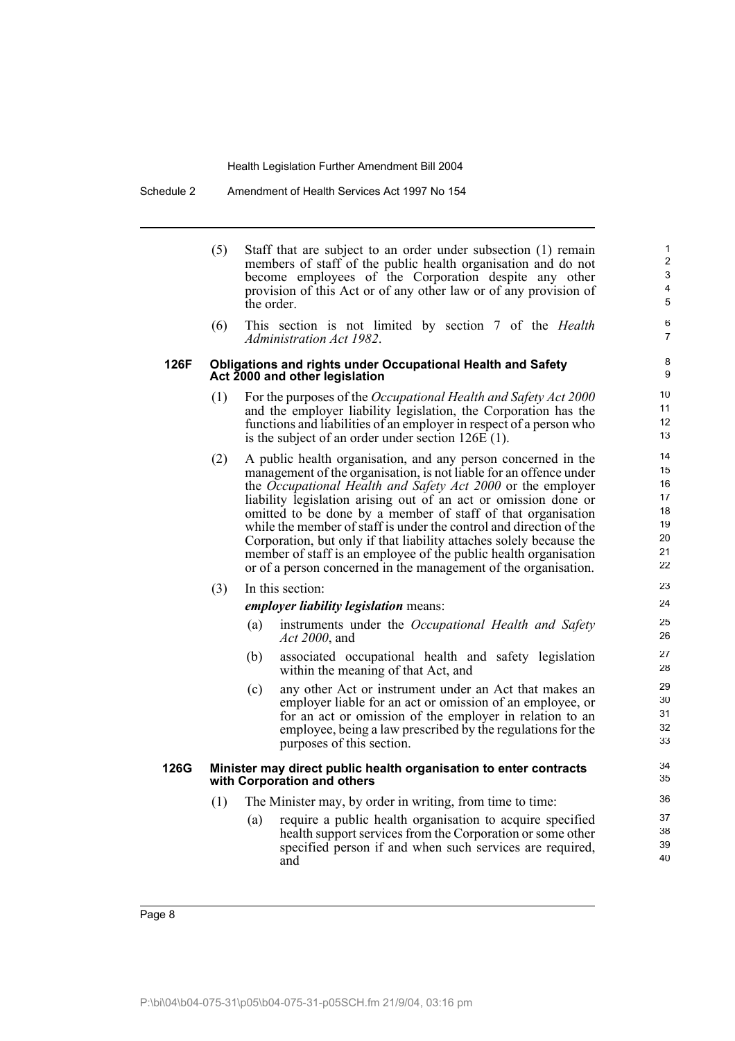(5) Staff that are subject to an order under subsection (1) remain members of staff of the public health organisation and do not become employees of the Corporation despite any other provision of this Act or of any other law or of any provision of the order.

(6) This section is not limited by section 7 of the *Health Administration Act 1982*.

### 126F Obligations and rights under Occupational Health and Safety Act 2000 and other legislation

(1) For the purposes of the *Occupational Health and Safety Act 2000* and the employer liability legislation, the Corporation has the functions and liabilities of an employer in respect of a person who is the subject of an order under section 126E (1).

(2) A public health organisation, and any person concerned in the management of the organisation, is not liable for an offence under the *Occupational Health and Safety Act 2000* or the employer liability legislation arising out of an act or omission done or omitted to be done by a member of staff of that organisation while the member of staff is under the control and direction of the Corporation, but only if that liability attaches solely because the member of staff is an employee of the public health organisation or of a person concerned in the management of the organisation.

(3) In this section:

***employer liability legislation*** means:

- (a) instruments under the *Occupational Health and Safety Act 2000*, and
- (b) associated occupational health and safety legislation within the meaning of that Act, and
- (c) any other Act or instrument under an Act that makes an employer liable for an act or omission of an employee, or for an act or omission of the employer in relation to an employee, being a law prescribed by the regulations for the purposes of this section.

### 126G Minister may direct public health organisation to enter contracts with Corporation and others

(1) The Minister may, by order in writing, from time to time:

- (a) require a public health organisation to acquire specified health support services from the Corporation or some other specified person if and when such services are required, and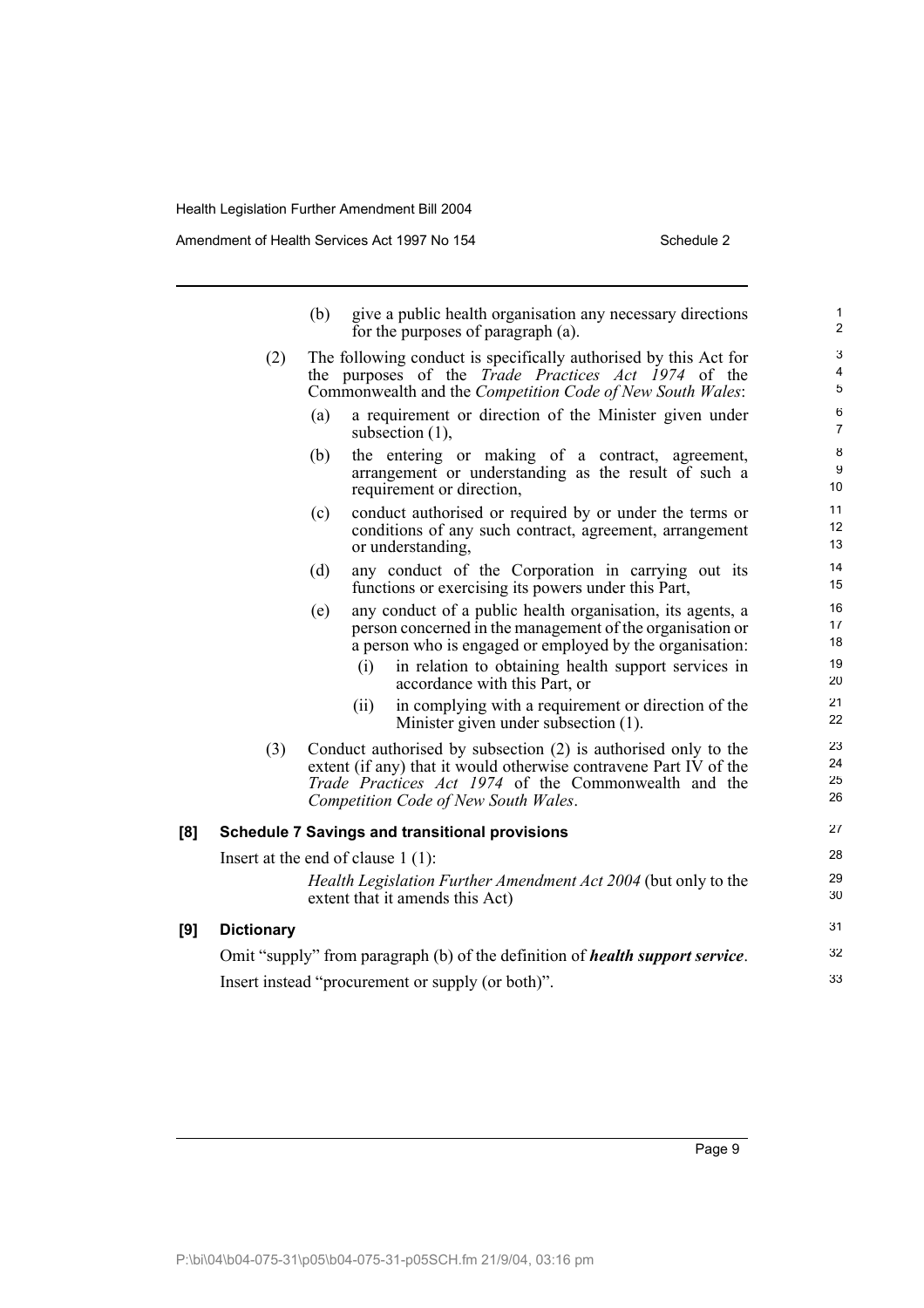(b) give a public health organisation any necessary directions for the purposes of paragraph (a).

(2) The following conduct is specifically authorised by this Act for the purposes of the *Trade Practices Act 1974* of the Commonwealth and the *Competition Code of New South Wales*:

(a) a requirement or direction of the Minister given under subsection (1),

(b) the entering or making of a contract, agreement, arrangement or understanding as the result of such a requirement or direction,

(c) conduct authorised or required by or under the terms or conditions of any such contract, agreement, arrangement or understanding,

(d) any conduct of the Corporation in carrying out its functions or exercising its powers under this Part,

(e) any conduct of a public health organisation, its agents, a person concerned in the management of the organisation or a person who is engaged or employed by the organisation:

(i) in relation to obtaining health support services in accordance with this Part, or

(ii) in complying with a requirement or direction of the Minister given under subsection (1).

(3) Conduct authorised by subsection (2) is authorised only to the extent (if any) that it would otherwise contravene Part IV of the *Trade Practices Act 1974* of the Commonwealth and the *Competition Code of New South Wales*.

**[8] Schedule 7 Savings and transitional provisions**

Insert at the end of clause 1 (1):

*Health Legislation Further Amendment Act 2004* (but only to the extent that it amends this Act)

**[9] Dictionary**

Omit "supply" from paragraph (b) of the definition of ***health support service***.

Insert instead "procurement or supply (or both)".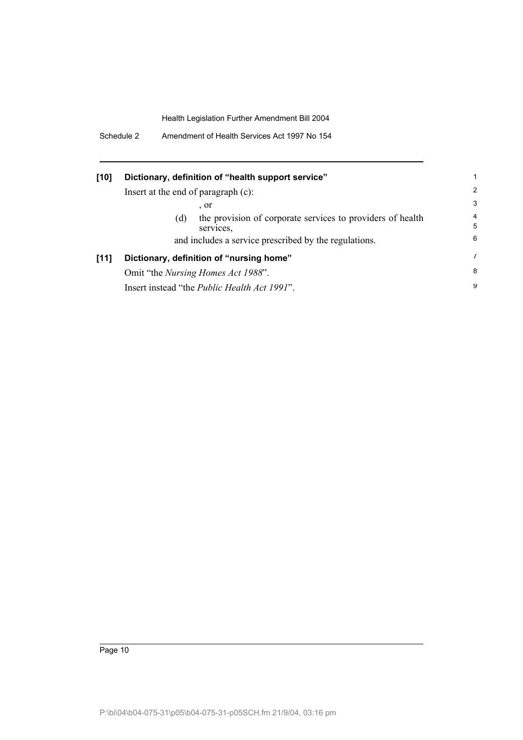**[10] Dictionary, definition of "health support service"**

Insert at the end of paragraph (c):

, or

(d) the provision of corporate services to providers of health services,

and includes a service prescribed by the regulations.

**[11] Dictionary, definition of "nursing home"**

Omit "the *Nursing Homes Act 1988*".

Insert instead "the *Public Health Act 1991*".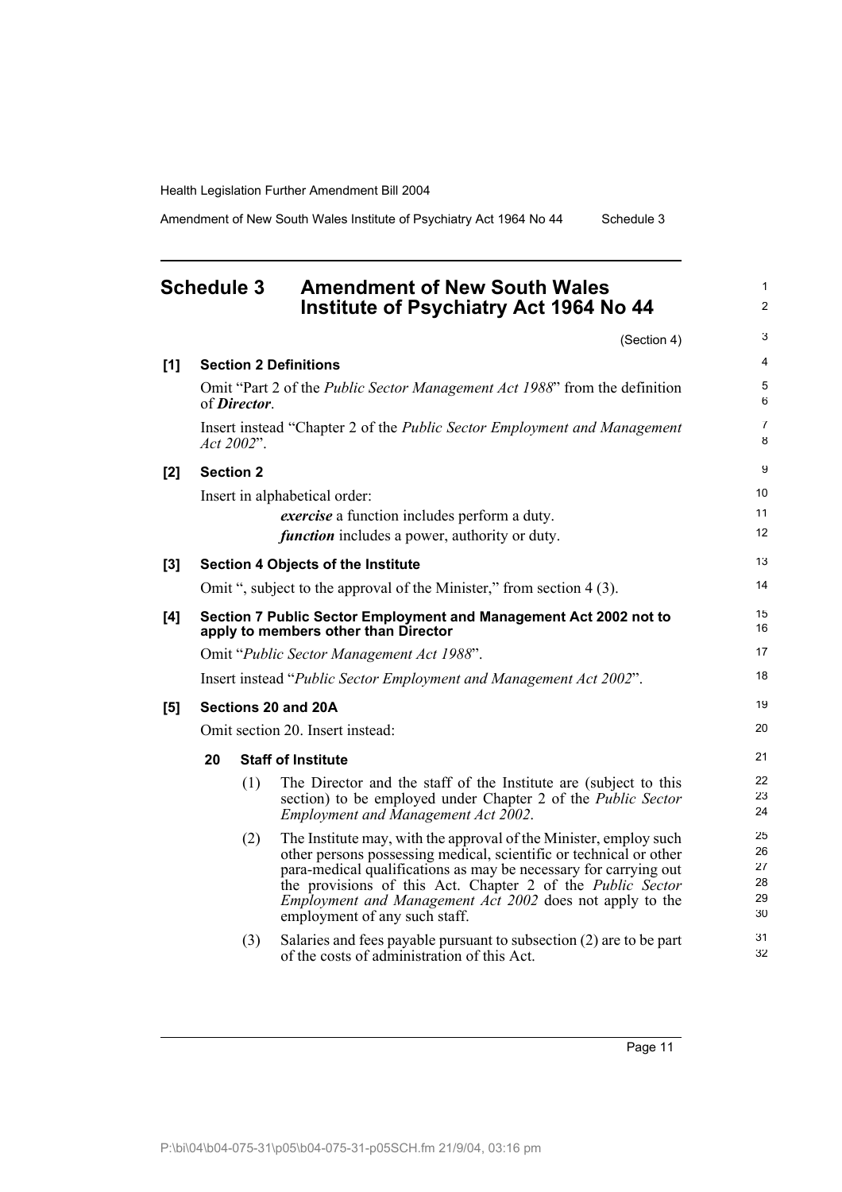## Schedule 3 Amendment of New South Wales Institute of Psychiatry Act 1964 No 44

(Section 4)

**[1] Section 2 Definitions**

Omit "Part 2 of the *Public Sector Management Act 1988*" from the definition of ***Director***.

Insert instead "Chapter 2 of the *Public Sector Employment and Management Act 2002*".

**[2] Section 2**

Insert in alphabetical order:

> ***exercise*** a function includes perform a duty.
>
> ***function*** includes a power, authority or duty.

**[3] Section 4 Objects of the Institute**

Omit ", subject to the approval of the Minister," from section 4 (3).

**[4] Section 7 Public Sector Employment and Management Act 2002 not to apply to members other than Director**

Omit "*Public Sector Management Act 1988*".

Insert instead "*Public Sector Employment and Management Act 2002*".

**[5] Sections 20 and 20A**

Omit section 20. Insert instead:

**20 Staff of Institute**

(1) The Director and the staff of the Institute are (subject to this section) to be employed under Chapter 2 of the *Public Sector Employment and Management Act 2002*.

(2) The Institute may, with the approval of the Minister, employ such other persons possessing medical, scientific or technical or other para-medical qualifications as may be necessary for carrying out the provisions of this Act. Chapter 2 of the *Public Sector Employment and Management Act 2002* does not apply to the employment of any such staff.

(3) Salaries and fees payable pursuant to subsection (2) are to be part of the costs of administration of this Act.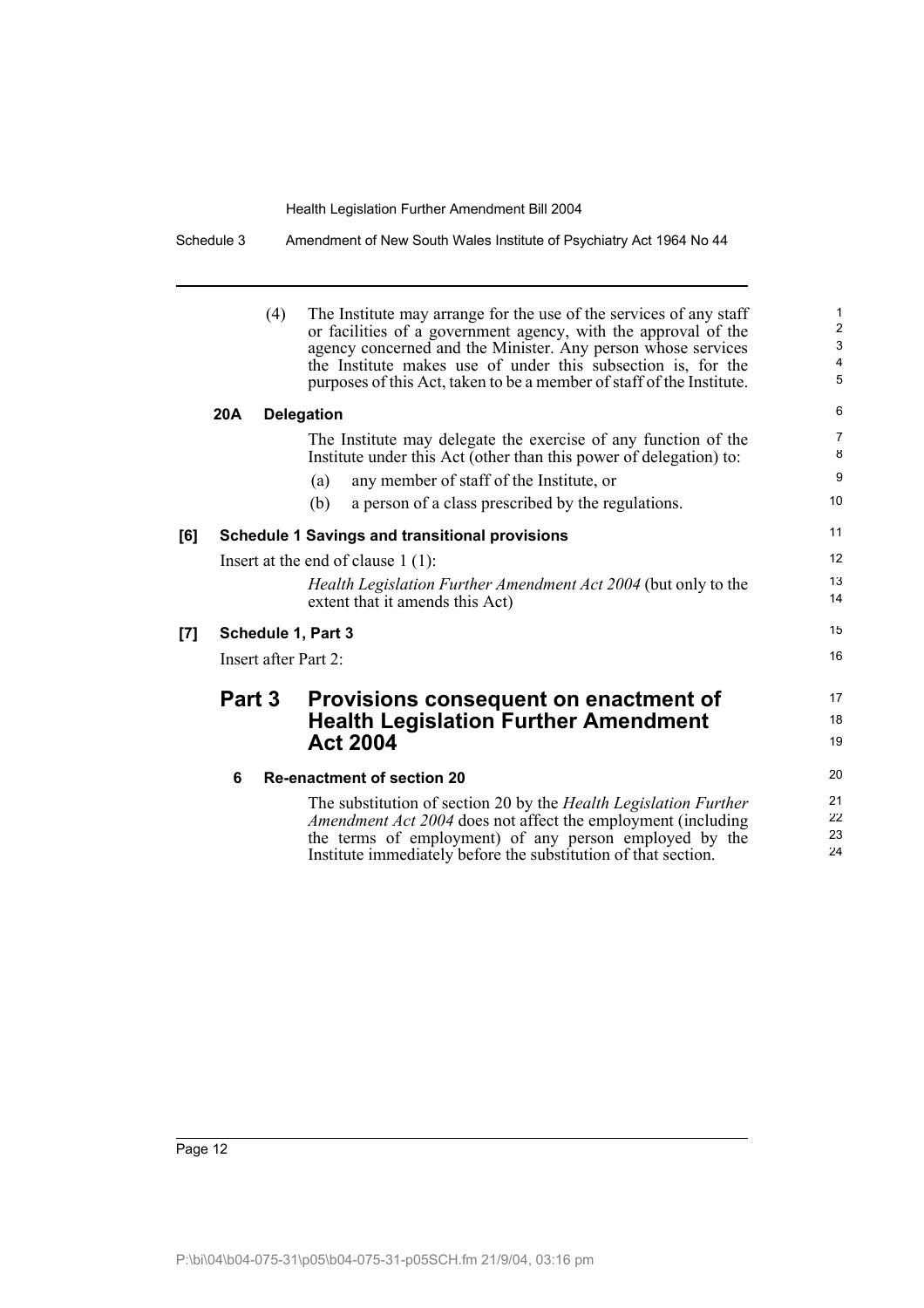(4) The Institute may arrange for the use of the services of any staff or facilities of a government agency, with the approval of the agency concerned and the Minister. Any person whose services the Institute makes use of under this subsection is, for the purposes of this Act, taken to be a member of staff of the Institute.

**20A Delegation**

The Institute may delegate the exercise of any function of the Institute under this Act (other than this power of delegation) to:

(a) any member of staff of the Institute, or

(b) a person of a class prescribed by the regulations.

**[6] Schedule 1 Savings and transitional provisions**

Insert at the end of clause 1 (1):

*Health Legislation Further Amendment Act 2004* (but only to the extent that it amends this Act)

**[7] Schedule 1, Part 3**

Insert after Part 2:

## Part 3 Provisions consequent on enactment of Health Legislation Further Amendment Act 2004

**6 Re-enactment of section 20**

The substitution of section 20 by the *Health Legislation Further Amendment Act 2004* does not affect the employment (including the terms of employment) of any person employed by the Institute immediately before the substitution of that section.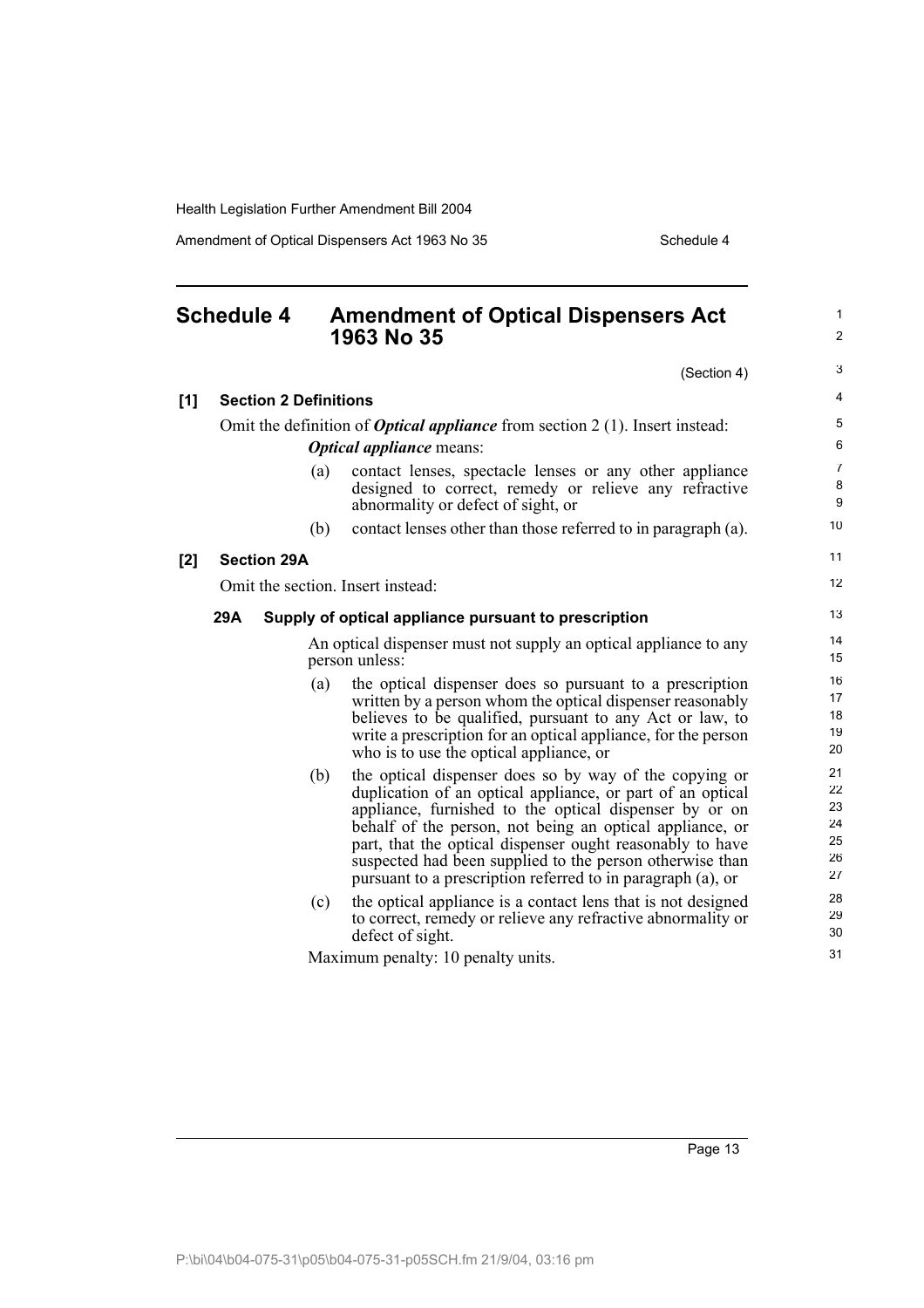# Schedule 4 Amendment of Optical Dispensers Act 1963 No 35

(Section 4)

**[1] Section 2 Definitions**

Omit the definition of ***Optical appliance*** from section 2 (1). Insert instead:

***Optical appliance*** means:

(a) contact lenses, spectacle lenses or any other appliance designed to correct, remedy or relieve any refractive abnormality or defect of sight, or

(b) contact lenses other than those referred to in paragraph (a).

**[2] Section 29A**

Omit the section. Insert instead:

**29A Supply of optical appliance pursuant to prescription**

An optical dispenser must not supply an optical appliance to any person unless:

(a) the optical dispenser does so pursuant to a prescription written by a person whom the optical dispenser reasonably believes to be qualified, pursuant to any Act or law, to write a prescription for an optical appliance, for the person who is to use the optical appliance, or

(b) the optical dispenser does so by way of the copying or duplication of an optical appliance, or part of an optical appliance, furnished to the optical dispenser by or on behalf of the person, not being an optical appliance, or part, that the optical dispenser ought reasonably to have suspected had been supplied to the person otherwise than pursuant to a prescription referred to in paragraph (a), or

(c) the optical appliance is a contact lens that is not designed to correct, remedy or relieve any refractive abnormality or defect of sight.

Maximum penalty: 10 penalty units.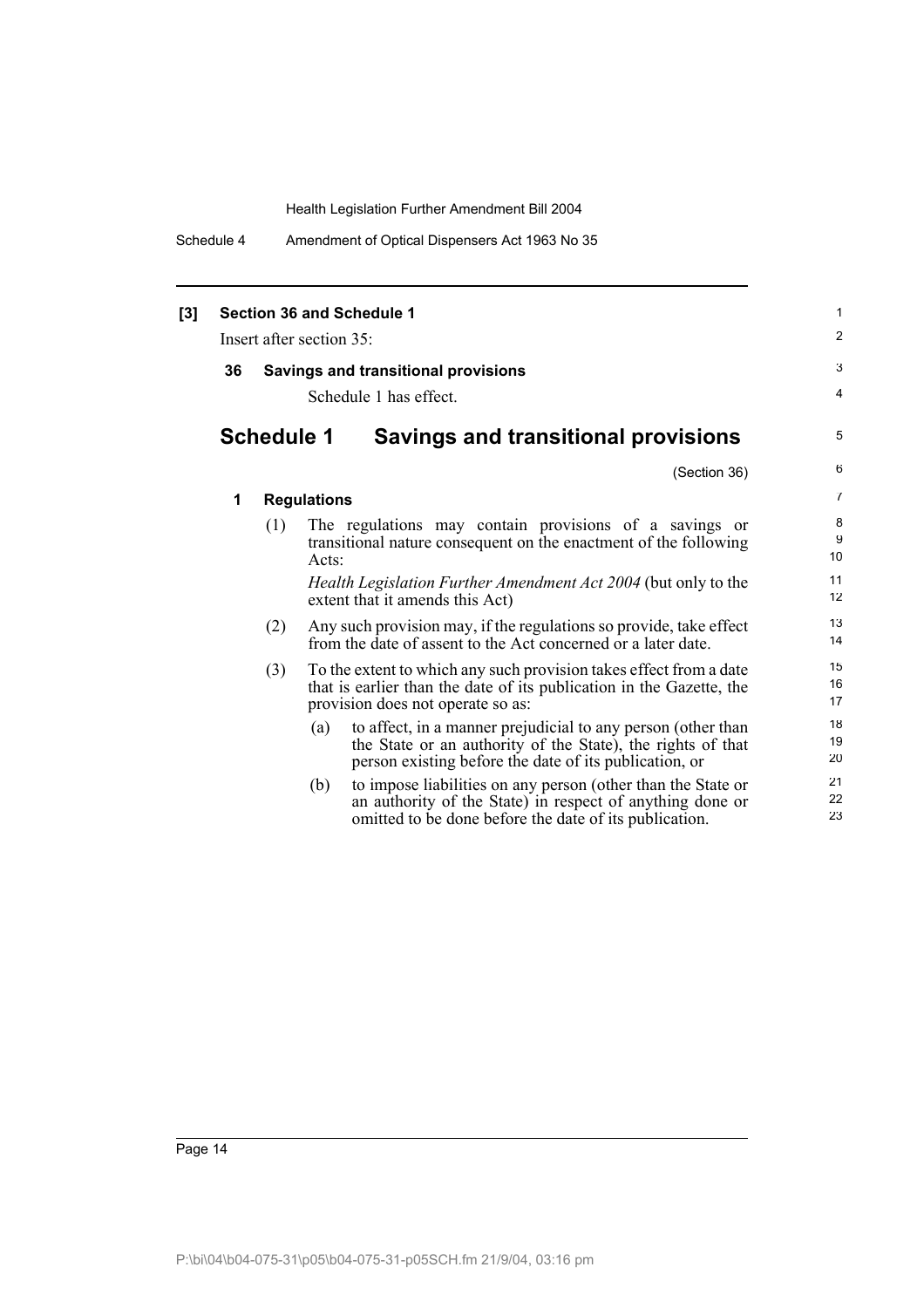**[3] Section 36 and Schedule 1**

Insert after section 35:

**36 Savings and transitional provisions**

Schedule 1 has effect.

## Schedule 1 Savings and transitional provisions

(Section 36)

**1 Regulations**

(1) The regulations may contain provisions of a savings or transitional nature consequent on the enactment of the following Acts:

*Health Legislation Further Amendment Act 2004* (but only to the extent that it amends this Act)

(2) Any such provision may, if the regulations so provide, take effect from the date of assent to the Act concerned or a later date.

(3) To the extent to which any such provision takes effect from a date that is earlier than the date of its publication in the Gazette, the provision does not operate so as:

(a) to affect, in a manner prejudicial to any person (other than the State or an authority of the State), the rights of that person existing before the date of its publication, or

(b) to impose liabilities on any person (other than the State or an authority of the State) in respect of anything done or omitted to be done before the date of its publication.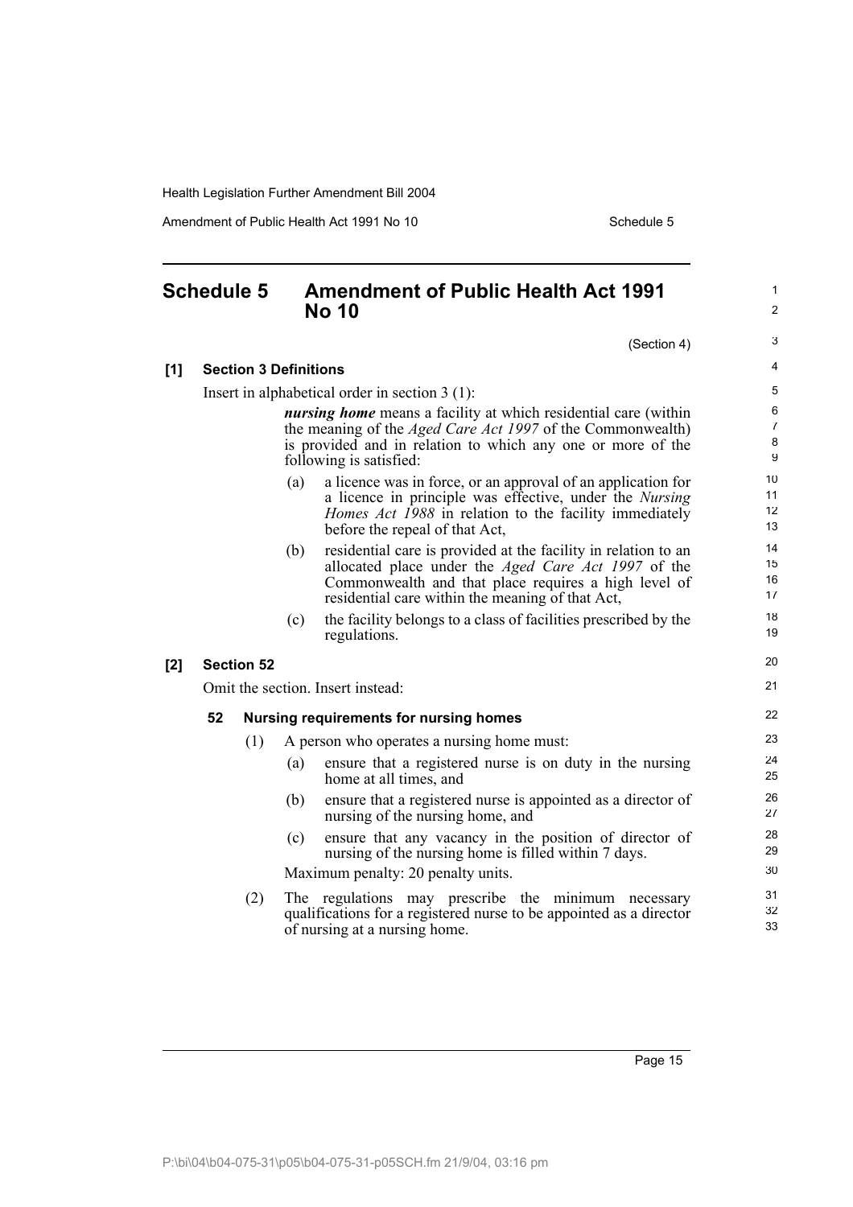## Schedule 5 Amendment of Public Health Act 1991 No 10

(Section 4)

**[1] Section 3 Definitions**

Insert in alphabetical order in section 3 (1):

> ***nursing home*** means a facility at which residential care (within the meaning of the *Aged Care Act 1997* of the Commonwealth) is provided and in relation to which any one or more of the following is satisfied:
>
> (a) a licence was in force, or an approval of an application for a licence in principle was effective, under the *Nursing Homes Act 1988* in relation to the facility immediately before the repeal of that Act,
>
> (b) residential care is provided at the facility in relation to an allocated place under the *Aged Care Act 1997* of the Commonwealth and that place requires a high level of residential care within the meaning of that Act,
>
> (c) the facility belongs to a class of facilities prescribed by the regulations.

**[2] Section 52**

Omit the section. Insert instead:

> **52 Nursing requirements for nursing homes**
>
> (1) A person who operates a nursing home must:
>
> (a) ensure that a registered nurse is on duty in the nursing home at all times, and
>
> (b) ensure that a registered nurse is appointed as a director of nursing of the nursing home, and
>
> (c) ensure that any vacancy in the position of director of nursing of the nursing home is filled within 7 days.
>
> Maximum penalty: 20 penalty units.
>
> (2) The regulations may prescribe the minimum necessary qualifications for a registered nurse to be appointed as a director of nursing at a nursing home.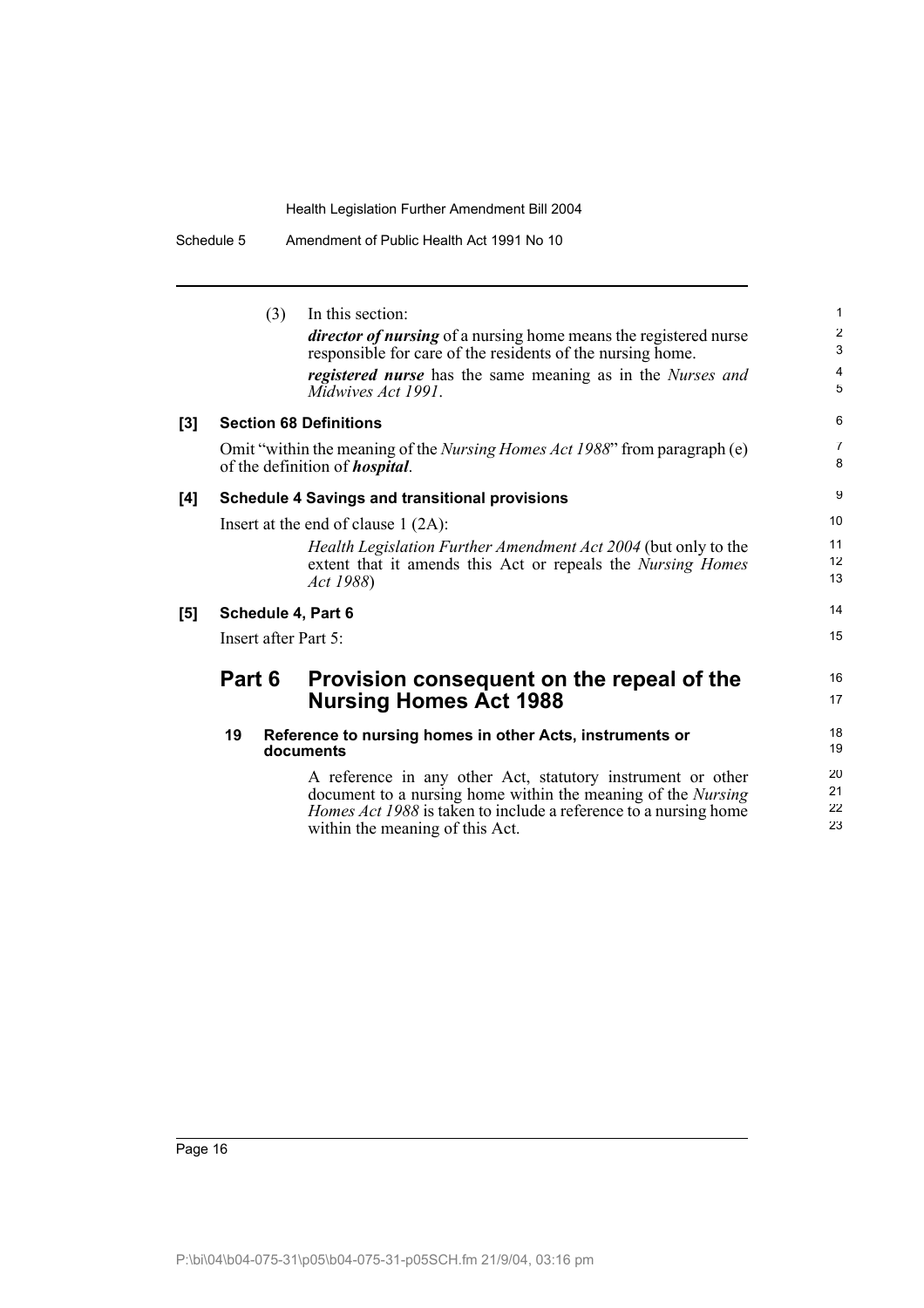(3) In this section:

***director of nursing*** of a nursing home means the registered nurse responsible for care of the residents of the nursing home.

***registered nurse*** has the same meaning as in the *Nurses and Midwives Act 1991*.

**[3] Section 68 Definitions**

Omit "within the meaning of the *Nursing Homes Act 1988*" from paragraph (e) of the definition of ***hospital***.

**[4] Schedule 4 Savings and transitional provisions**

Insert at the end of clause 1 (2A):

*Health Legislation Further Amendment Act 2004* (but only to the extent that it amends this Act or repeals the *Nursing Homes Act 1988*)

**[5] Schedule 4, Part 6**

Insert after Part 5:

## Part 6 Provision consequent on the repeal of the Nursing Homes Act 1988

**19 Reference to nursing homes in other Acts, instruments or documents**

A reference in any other Act, statutory instrument or other document to a nursing home within the meaning of the *Nursing Homes Act 1988* is taken to include a reference to a nursing home within the meaning of this Act.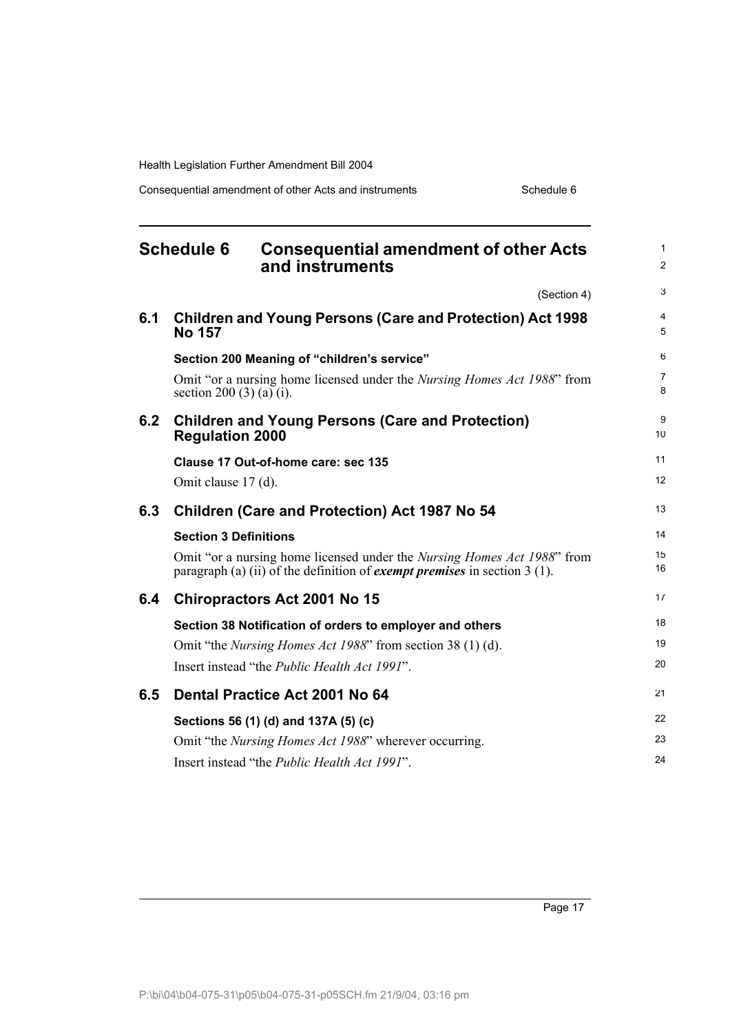# Schedule 6 Consequential amendment of other Acts and instruments

(Section 4)

## 6.1 Children and Young Persons (Care and Protection) Act 1998 No 157

**Section 200 Meaning of "children's service"**

Omit "or a nursing home licensed under the *Nursing Homes Act 1988*" from section 200 (3) (a) (i).

## 6.2 Children and Young Persons (Care and Protection) Regulation 2000

**Clause 17 Out-of-home care: sec 135**

Omit clause 17 (d).

## 6.3 Children (Care and Protection) Act 1987 No 54

**Section 3 Definitions**

Omit "or a nursing home licensed under the *Nursing Homes Act 1988*" from paragraph (a) (ii) of the definition of ***exempt premises*** in section 3 (1).

## 6.4 Chiropractors Act 2001 No 15

**Section 38 Notification of orders to employer and others**

Omit "the *Nursing Homes Act 1988*" from section 38 (1) (d).

Insert instead "the *Public Health Act 1991*".

## 6.5 Dental Practice Act 2001 No 64

**Sections 56 (1) (d) and 137A (5) (c)**

Omit "the *Nursing Homes Act 1988*" wherever occurring.

Insert instead "the *Public Health Act 1991*".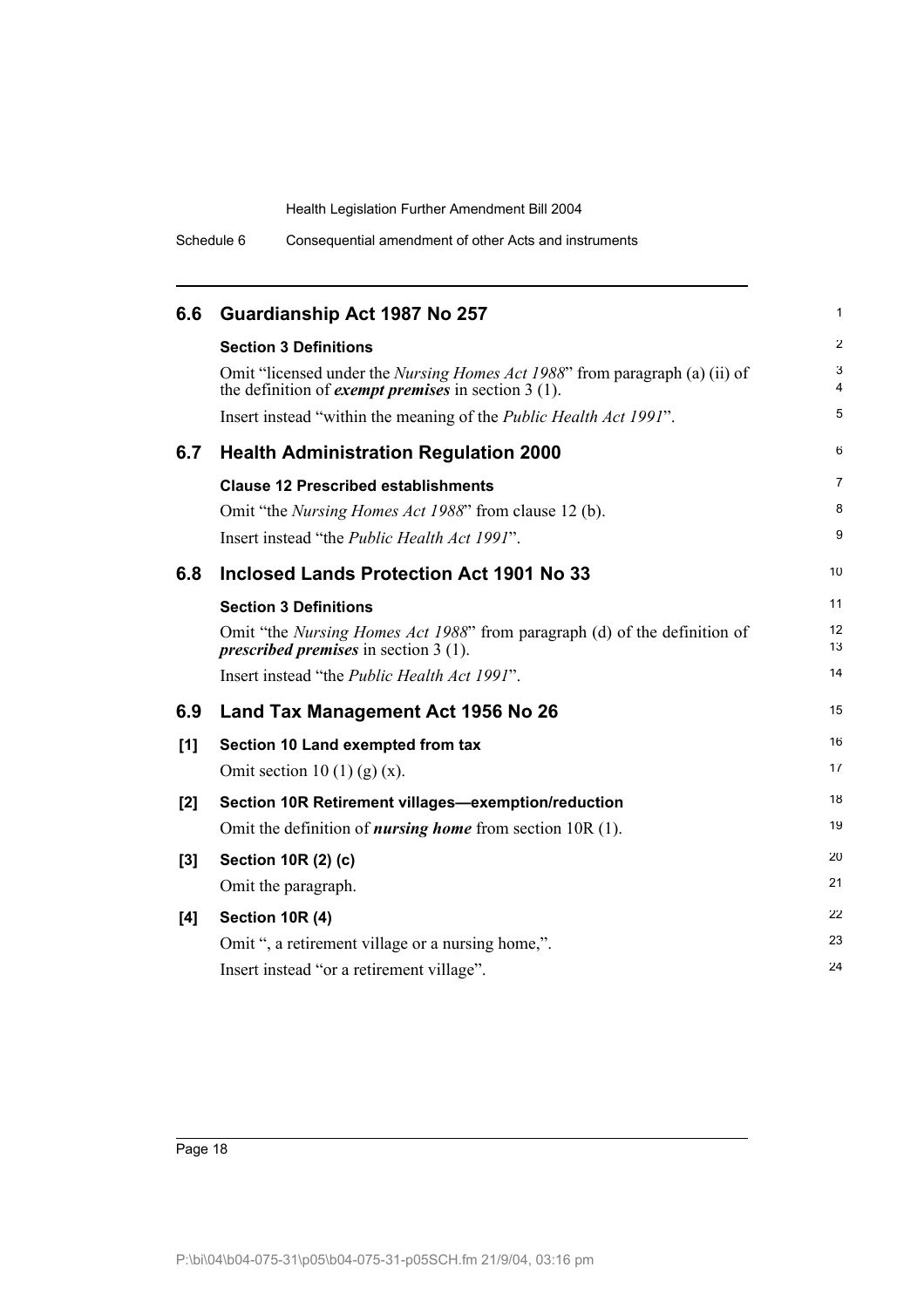## 6.6 Guardianship Act 1987 No 257

**Section 3 Definitions**

Omit "licensed under the *Nursing Homes Act 1988*" from paragraph (a) (ii) of the definition of ***exempt premises*** in section 3 (1).

Insert instead "within the meaning of the *Public Health Act 1991*".

## 6.7 Health Administration Regulation 2000

**Clause 12 Prescribed establishments**

Omit "the *Nursing Homes Act 1988*" from clause 12 (b).

Insert instead "the *Public Health Act 1991*".

## 6.8 Inclosed Lands Protection Act 1901 No 33

**Section 3 Definitions**

Omit "the *Nursing Homes Act 1988*" from paragraph (d) of the definition of ***prescribed premises*** in section 3 (1).

Insert instead "the *Public Health Act 1991*".

## 6.9 Land Tax Management Act 1956 No 26

**[1] Section 10 Land exempted from tax**

Omit section 10 (1) (g) (x).

**[2] Section 10R Retirement villages—exemption/reduction**

Omit the definition of ***nursing home*** from section 10R (1).

**[3] Section 10R (2) (c)**

Omit the paragraph.

**[4] Section 10R (4)**

Omit ", a retirement village or a nursing home,".

Insert instead "or a retirement village".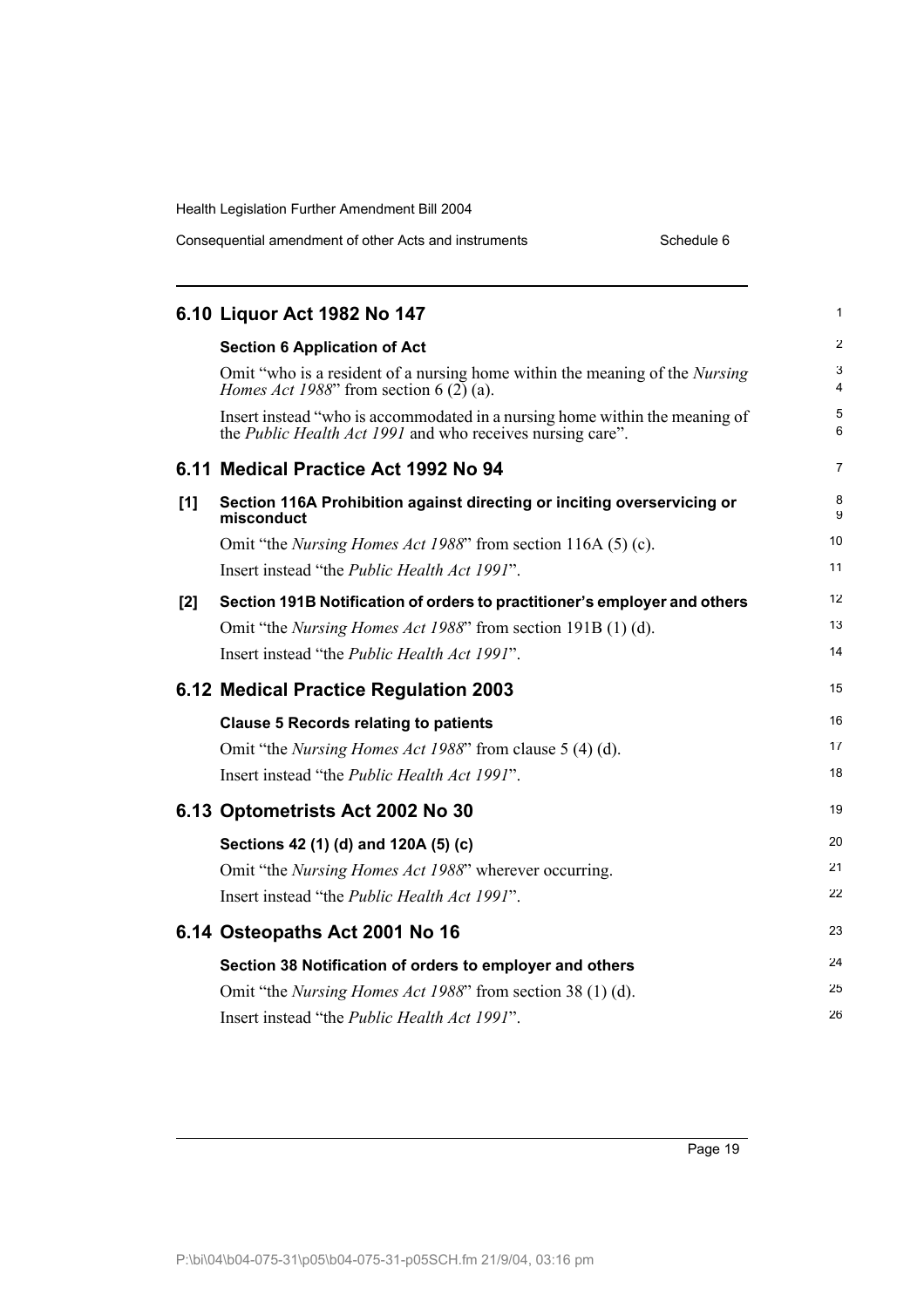## 6.10 Liquor Act 1982 No 147

**Section 6 Application of Act**

Omit "who is a resident of a nursing home within the meaning of the *Nursing Homes Act 1988*" from section 6 (2) (a).

Insert instead "who is accommodated in a nursing home within the meaning of the *Public Health Act 1991* and who receives nursing care".

## 6.11 Medical Practice Act 1992 No 94

**[1] Section 116A Prohibition against directing or inciting overservicing or misconduct**

Omit "the *Nursing Homes Act 1988*" from section 116A (5) (c).

Insert instead "the *Public Health Act 1991*".

**[2] Section 191B Notification of orders to practitioner's employer and others**

Omit "the *Nursing Homes Act 1988*" from section 191B (1) (d).

Insert instead "the *Public Health Act 1991*".

## 6.12 Medical Practice Regulation 2003

**Clause 5 Records relating to patients**

Omit "the *Nursing Homes Act 1988*" from clause 5 (4) (d).

Insert instead "the *Public Health Act 1991*".

## 6.13 Optometrists Act 2002 No 30

**Sections 42 (1) (d) and 120A (5) (c)**

Omit "the *Nursing Homes Act 1988*" wherever occurring.

Insert instead "the *Public Health Act 1991*".

## 6.14 Osteopaths Act 2001 No 16

**Section 38 Notification of orders to employer and others**

Omit "the *Nursing Homes Act 1988*" from section 38 (1) (d).

Insert instead "the *Public Health Act 1991*".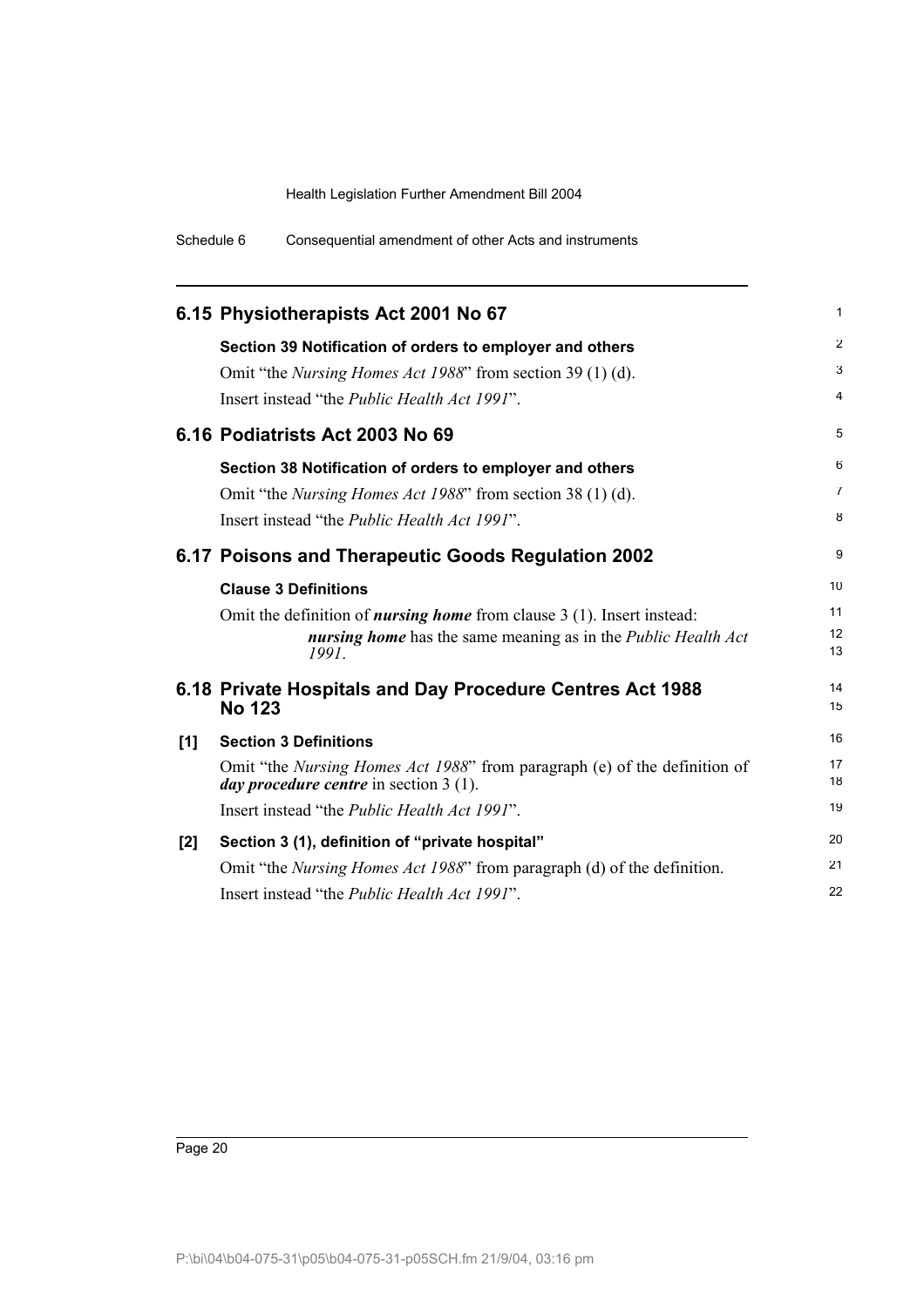## 6.15 Physiotherapists Act 2001 No 67

**Section 39 Notification of orders to employer and others**

Omit "the *Nursing Homes Act 1988*" from section 39 (1) (d).

Insert instead "the *Public Health Act 1991*".

## 6.16 Podiatrists Act 2003 No 69

**Section 38 Notification of orders to employer and others**

Omit "the *Nursing Homes Act 1988*" from section 38 (1) (d).

Insert instead "the *Public Health Act 1991*".

## 6.17 Poisons and Therapeutic Goods Regulation 2002

**Clause 3 Definitions**

Omit the definition of ***nursing home*** from clause 3 (1). Insert instead:

> ***nursing home*** has the same meaning as in the *Public Health Act 1991*.

## 6.18 Private Hospitals and Day Procedure Centres Act 1988 No 123

**[1] Section 3 Definitions**

Omit "the *Nursing Homes Act 1988*" from paragraph (e) of the definition of ***day procedure centre*** in section 3 (1).

Insert instead "the *Public Health Act 1991*".

**[2] Section 3 (1), definition of "private hospital"**

Omit "the *Nursing Homes Act 1988*" from paragraph (d) of the definition.

Insert instead "the *Public Health Act 1991*".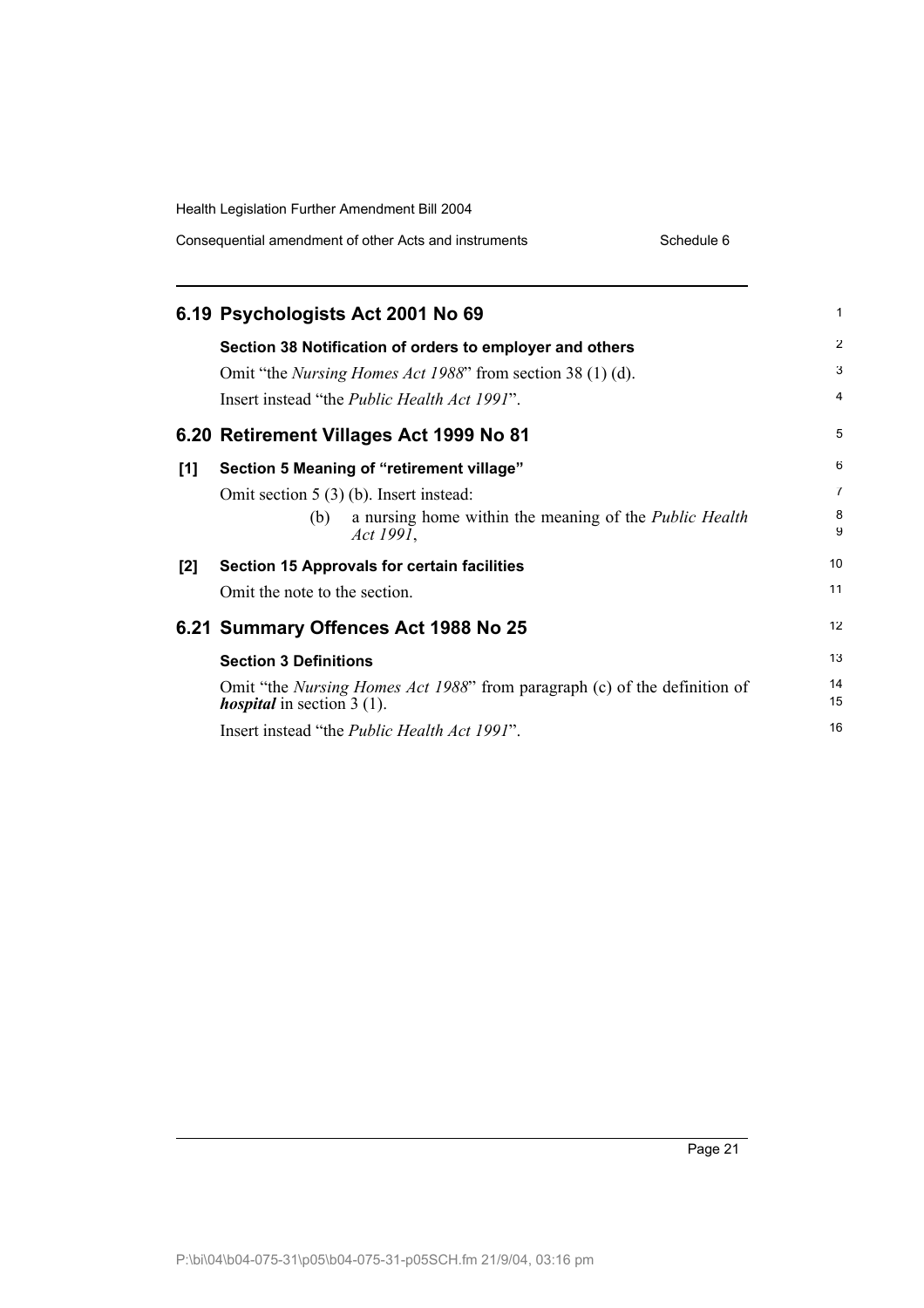## 6.19 Psychologists Act 2001 No 69

**Section 38 Notification of orders to employer and others**

Omit "the *Nursing Homes Act 1988*" from section 38 (1) (d).

Insert instead "the *Public Health Act 1991*".

## 6.20 Retirement Villages Act 1999 No 81

**[1] Section 5 Meaning of "retirement village"**

Omit section 5 (3) (b). Insert instead:

(b) a nursing home within the meaning of the *Public Health Act 1991*,

**[2] Section 15 Approvals for certain facilities**

Omit the note to the section.

## 6.21 Summary Offences Act 1988 No 25

**Section 3 Definitions**

Omit "the *Nursing Homes Act 1988*" from paragraph (c) of the definition of ***hospital*** in section 3 (1).

Insert instead "the *Public Health Act 1991*".